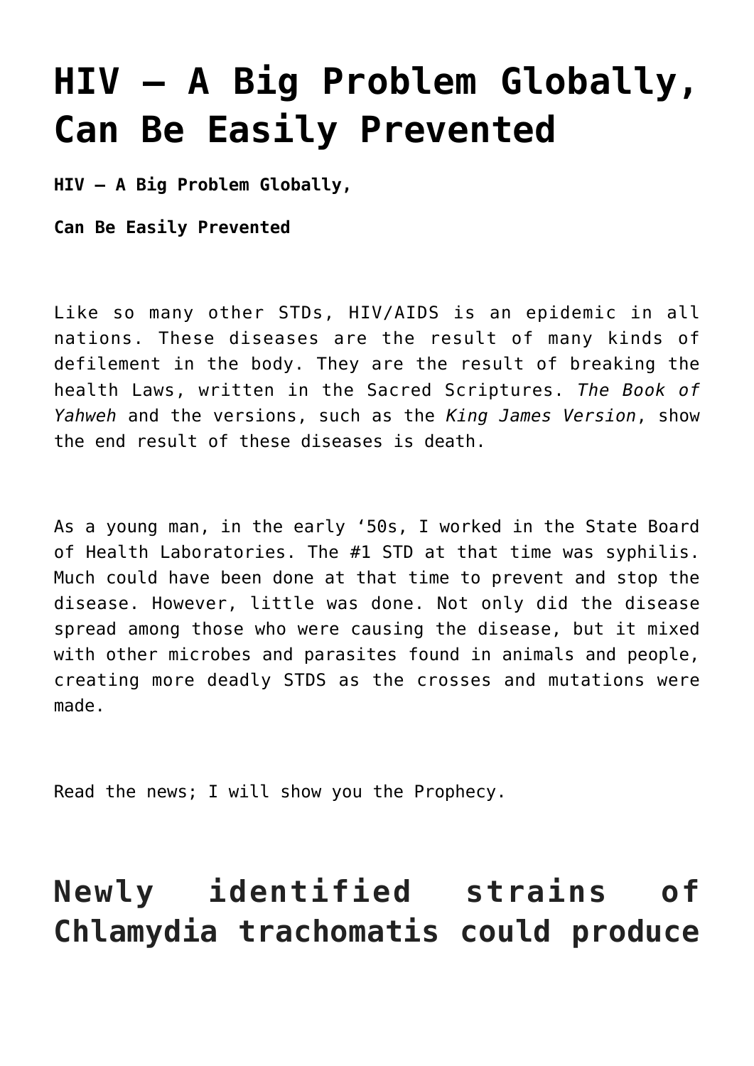# HIV – A Big Problem Globally, Can Be Easily Prevented

**HIV – A Big Problem Globally,**

**Can Be Easily Prevented**

Like so many other STDs, HIV/AIDS is an epidemic in all nations. These diseases are the result of many kinds of defilement in the body. They are the result of breaking the health Laws, written in the Sacred Scriptures. *The Book of Yahweh* and the versions, such as the *King James Version*, show the end result of these diseases is death.

As a young man, in the early '50s, I worked in the State Board of Health Laboratories. The #1 STD at that time was syphilis. Much could have been done at that time to prevent and stop the disease. However, little was done. Not only did the disease spread among those who were causing the disease, but it mixed with other microbes and parasites found in animals and people, creating more deadly STDS as the crosses and mutations were made.

Read the news; I will show you the Prophecy.

## Newly identified strains of Chlamydia trachomatis could produce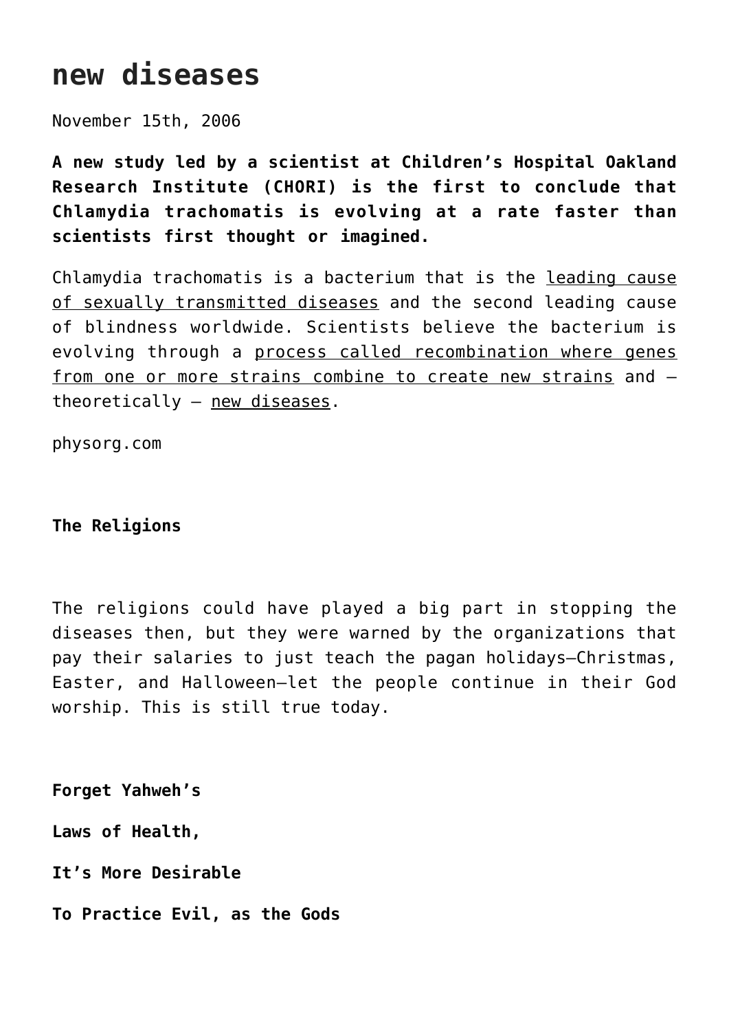# new diseases

November 15th, 2006

**A new study led by a scientist at Children's Hospital Oakland Research Institute (CHORI) is the first to conclude that Chlamydia trachomatis is evolving at a rate faster than scientists first thought or imagined.**

Chlamydia trachomatis is a bacterium that is the leading cause of sexually transmitted diseases and the second leading cause of blindness worldwide. Scientists believe the bacterium is evolving through a process called recombination where genes from one or more strains combine to create new strains and – theoretically – new diseases.

physorg.com

**The Religions**

The religions could have played a big part in stopping the diseases then, but they were warned by the organizations that pay their salaries to just teach the pagan holidays—Christmas, Easter, and Halloween—let the people continue in their God worship. This is still true today.

**Forget Yahweh's**

**Laws of Health,**

**It's More Desirable**

**To Practice Evil, as the Gods**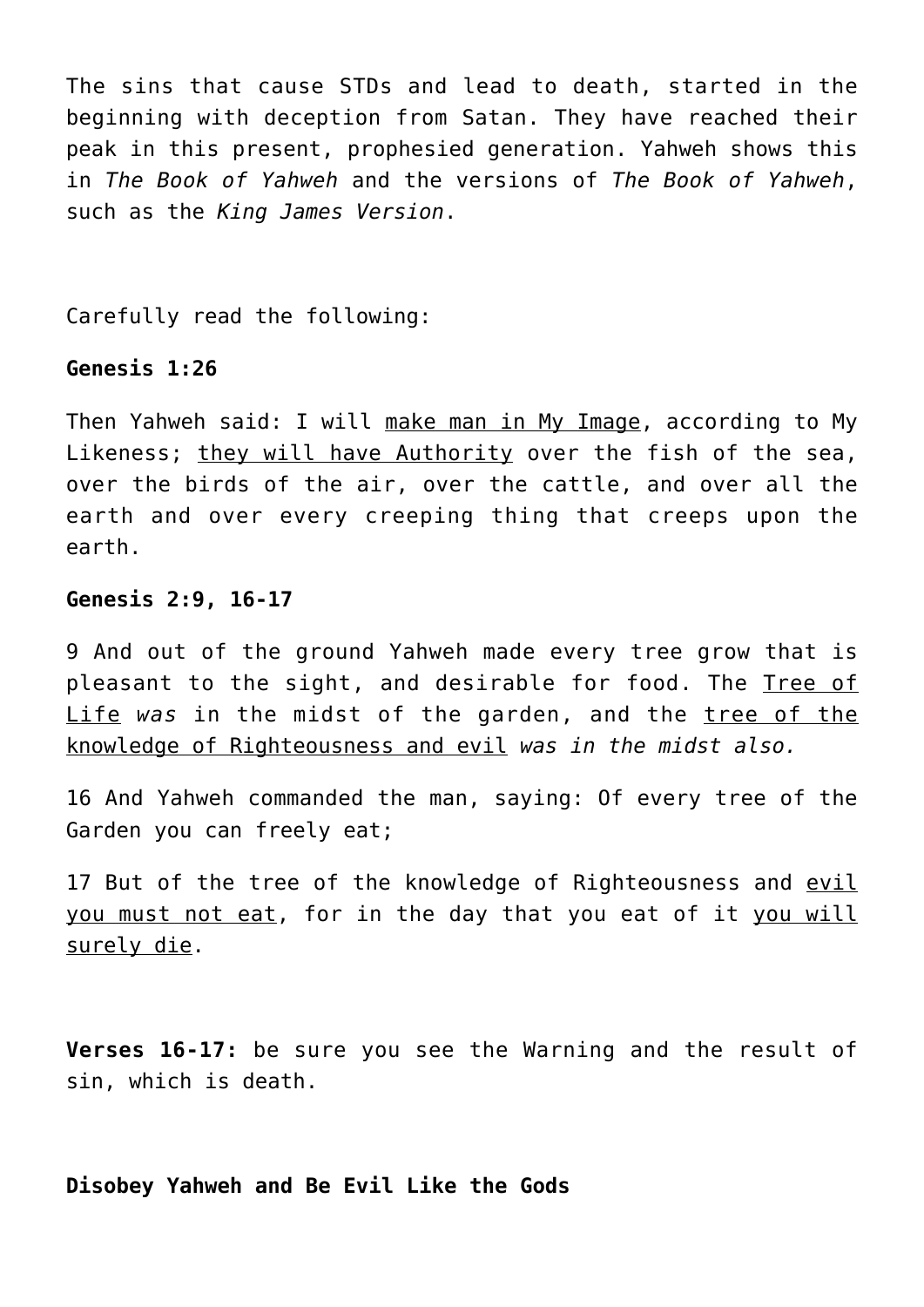The sins that cause STDs and lead to death, started in the beginning with deception from Satan. They have reached their peak in this present, prophesied generation. Yahweh shows this in *The Book of Yahweh* and the versions of *The Book of Yahweh*, such as the *King James Version*.

Carefully read the following:

**Genesis 1:26**

Then Yahweh said: I will <u>make man in My Image</u>, according to My Likeness; <u>they will have Authority</u> over the fish of the sea, over the birds of the air, over the cattle, and over all the earth and over every creeping thing that creeps upon the earth.

**Genesis 2:9, 16-17**

9 And out of the ground Yahweh made every tree grow that is pleasant to the sight, and desirable for food. The <u>Tree of Life</u> *was* in the midst of the garden, and the <u>tree of the knowledge of Righteousness and evil</u> *was in the midst also.*

16 And Yahweh commanded the man, saying: Of every tree of the Garden you can freely eat;

17 But of the tree of the knowledge of Righteousness and <u>evil you must not eat</u>, for in the day that you eat of it <u>you will surely die</u>.

**Verses 16-17:** be sure you see the Warning and the result of sin, which is death.

**Disobey Yahweh and Be Evil Like the Gods**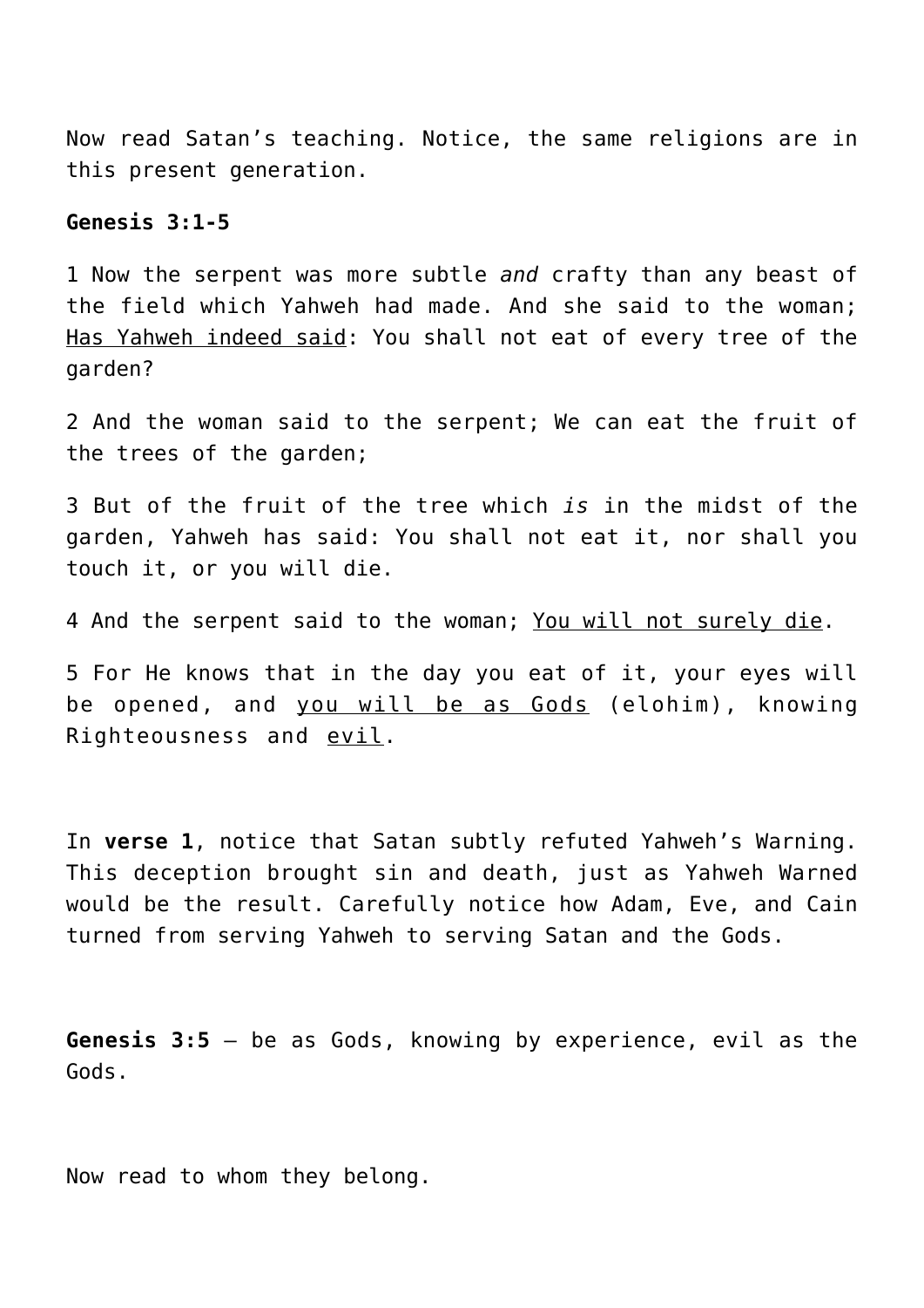Now read Satan's teaching. Notice, the same religions are in this present generation.

**Genesis 3:1-5**

1 Now the serpent was more subtle *and* crafty than any beast of the field which Yahweh had made. And she said to the woman; <u>Has Yahweh indeed said</u>: You shall not eat of every tree of the garden?

2 And the woman said to the serpent; We can eat the fruit of the trees of the garden;

3 But of the fruit of the tree which *is* in the midst of the garden, Yahweh has said: You shall not eat it, nor shall you touch it, or you will die.

4 And the serpent said to the woman; <u>You will not surely die</u>.

5 For He knows that in the day you eat of it, your eyes will be opened, and <u>you will be as Gods</u> (elohim), knowing Righteousness and <u>evil</u>.

In **verse 1**, notice that Satan subtly refuted Yahweh's Warning. This deception brought sin and death, just as Yahweh Warned would be the result. Carefully notice how Adam, Eve, and Cain turned from serving Yahweh to serving Satan and the Gods.

**Genesis 3:5** – be as Gods, knowing by experience, evil as the Gods.

Now read to whom they belong.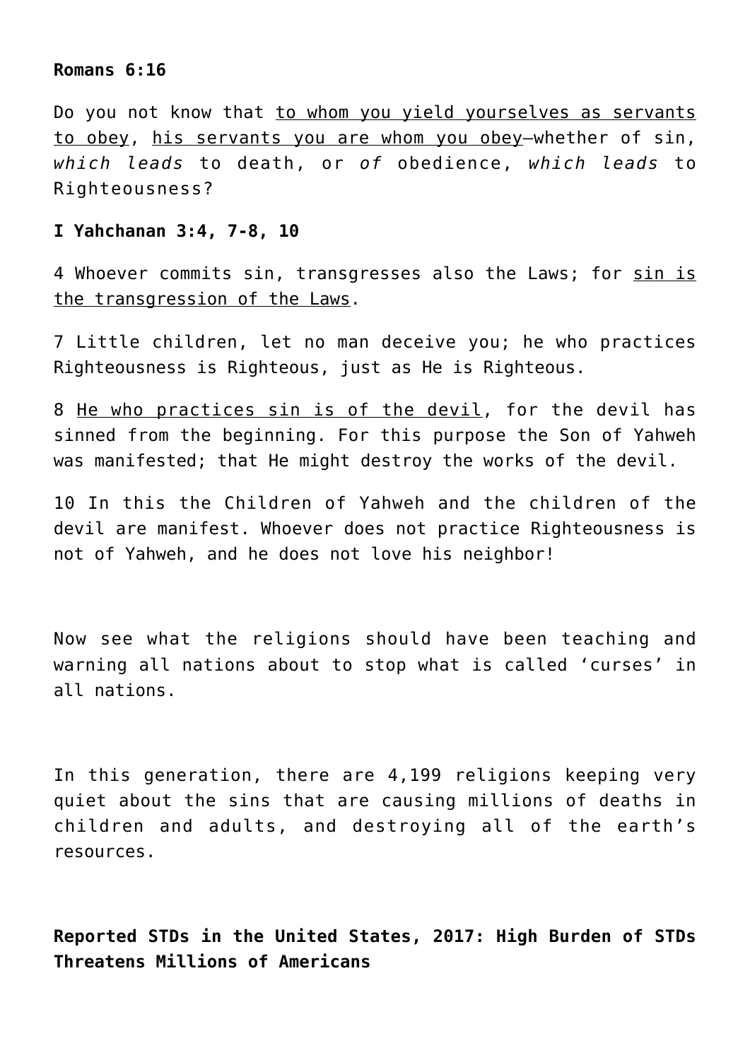**Romans 6:16**

Do you not know that <u>to whom you yield yourselves as servants to obey</u>, <u>his servants you are whom you obey</u>—whether of sin, *which leads* to death, or *of* obedience, *which leads* to Righteousness?

**I Yahchanan 3:4, 7-8, 10**

4 Whoever commits sin, transgresses also the Laws; for <u>sin is the transgression of the Laws</u>.

7 Little children, let no man deceive you; he who practices Righteousness is Righteous, just as He is Righteous.

8 <u>He who practices sin is of the devil</u>, for the devil has sinned from the beginning. For this purpose the Son of Yahweh was manifested; that He might destroy the works of the devil.

10 In this the Children of Yahweh and the children of the devil are manifest. Whoever does not practice Righteousness is not of Yahweh, and he does not love his neighbor!

Now see what the religions should have been teaching and warning all nations about to stop what is called 'curses' in all nations.

In this generation, there are 4,199 religions keeping very quiet about the sins that are causing millions of deaths in children and adults, and destroying all of the earth's resources.

**Reported STDs in the United States, 2017: High Burden of STDs Threatens Millions of Americans**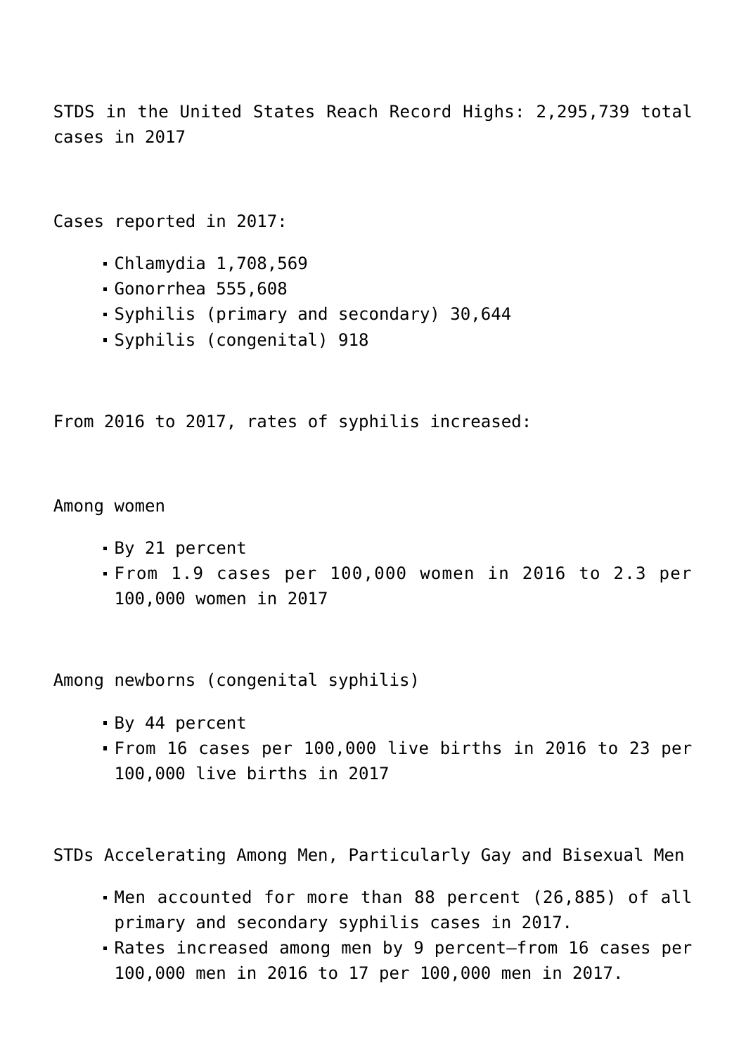STDS in the United States Reach Record Highs: 2,295,739 total cases in 2017

Cases reported in 2017:

- Chlamydia 1,708,569
- Gonorrhea 555,608
- Syphilis (primary and secondary) 30,644
- Syphilis (congenital) 918

From 2016 to 2017, rates of syphilis increased:

Among women

- By 21 percent
- From 1.9 cases per 100,000 women in 2016 to 2.3 per 100,000 women in 2017

Among newborns (congenital syphilis)

- By 44 percent
- From 16 cases per 100,000 live births in 2016 to 23 per 100,000 live births in 2017

STDs Accelerating Among Men, Particularly Gay and Bisexual Men

- Men accounted for more than 88 percent (26,885) of all primary and secondary syphilis cases in 2017.
- Rates increased among men by 9 percent—from 16 cases per 100,000 men in 2016 to 17 per 100,000 men in 2017.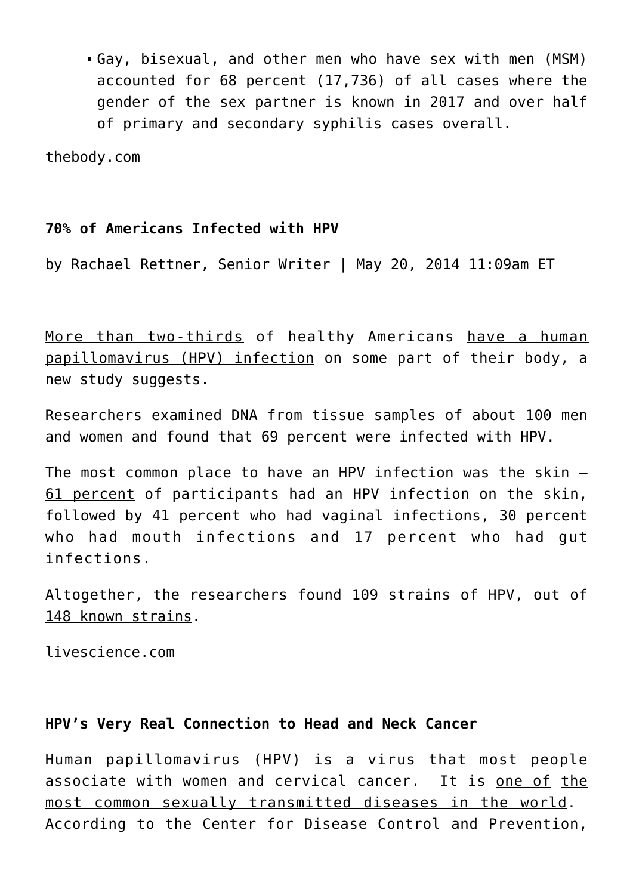- Gay, bisexual, and other men who have sex with men (MSM) accounted for 68 percent (17,736) of all cases where the gender of the sex partner is known in 2017 and over half of primary and secondary syphilis cases overall.

thebody.com

**70% of Americans Infected with HPV**

by Rachael Rettner, Senior Writer | May 20, 2014 11:09am ET

More than two-thirds of healthy Americans have a human papillomavirus (HPV) infection on some part of their body, a new study suggests.

Researchers examined DNA from tissue samples of about 100 men and women and found that 69 percent were infected with HPV.

The most common place to have an HPV infection was the skin — 61 percent of participants had an HPV infection on the skin, followed by 41 percent who had vaginal infections, 30 percent who had mouth infections and 17 percent who had gut infections.

Altogether, the researchers found 109 strains of HPV, out of 148 known strains.

livescience.com

**HPV's Very Real Connection to Head and Neck Cancer**

Human papillomavirus (HPV) is a virus that most people associate with women and cervical cancer. It is one of the most common sexually transmitted diseases in the world. According to the Center for Disease Control and Prevention,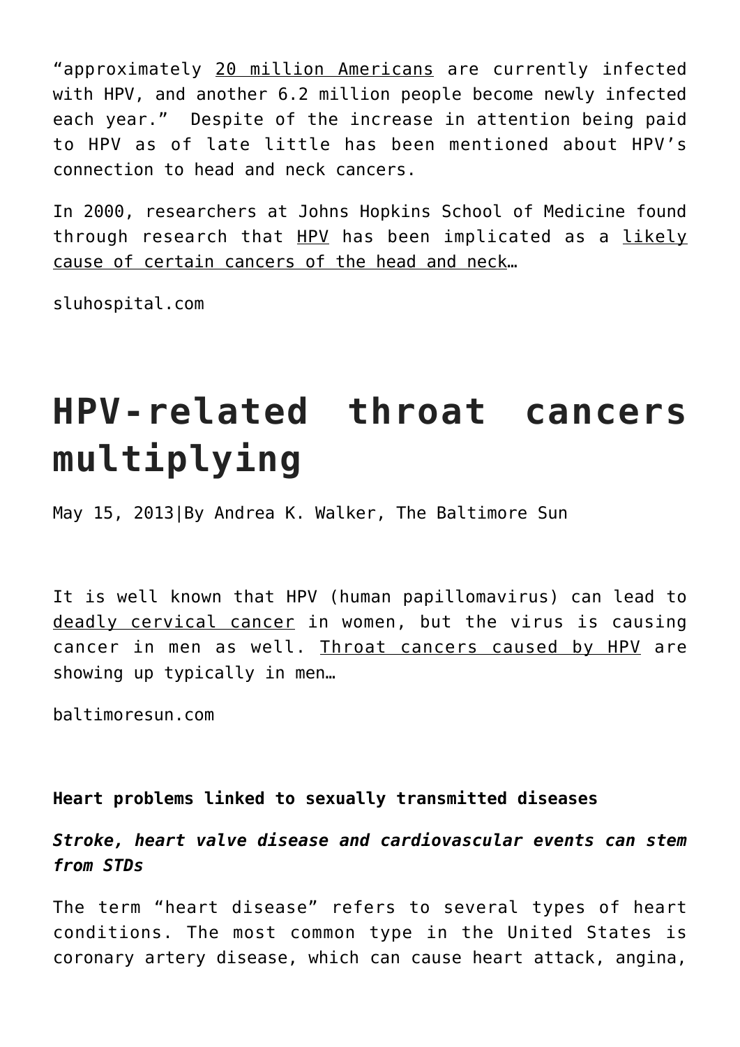"approximately 20 million Americans are currently infected with HPV, and another 6.2 million people become newly infected each year." Despite of the increase in attention being paid to HPV as of late little has been mentioned about HPV's connection to head and neck cancers.

In 2000, researchers at Johns Hopkins School of Medicine found through research that HPV has been implicated as a likely cause of certain cancers of the head and neck…

sluhospital.com

# HPV-related throat cancers multiplying

May 15, 2013|By Andrea K. Walker, The Baltimore Sun

It is well known that HPV (human papillomavirus) can lead to deadly cervical cancer in women, but the virus is causing cancer in men as well. Throat cancers caused by HPV are showing up typically in men…

baltimoresun.com

**Heart problems linked to sexually transmitted diseases**

***Stroke, heart valve disease and cardiovascular events can stem from STDs***

The term "heart disease" refers to several types of heart conditions. The most common type in the United States is coronary artery disease, which can cause heart attack, angina,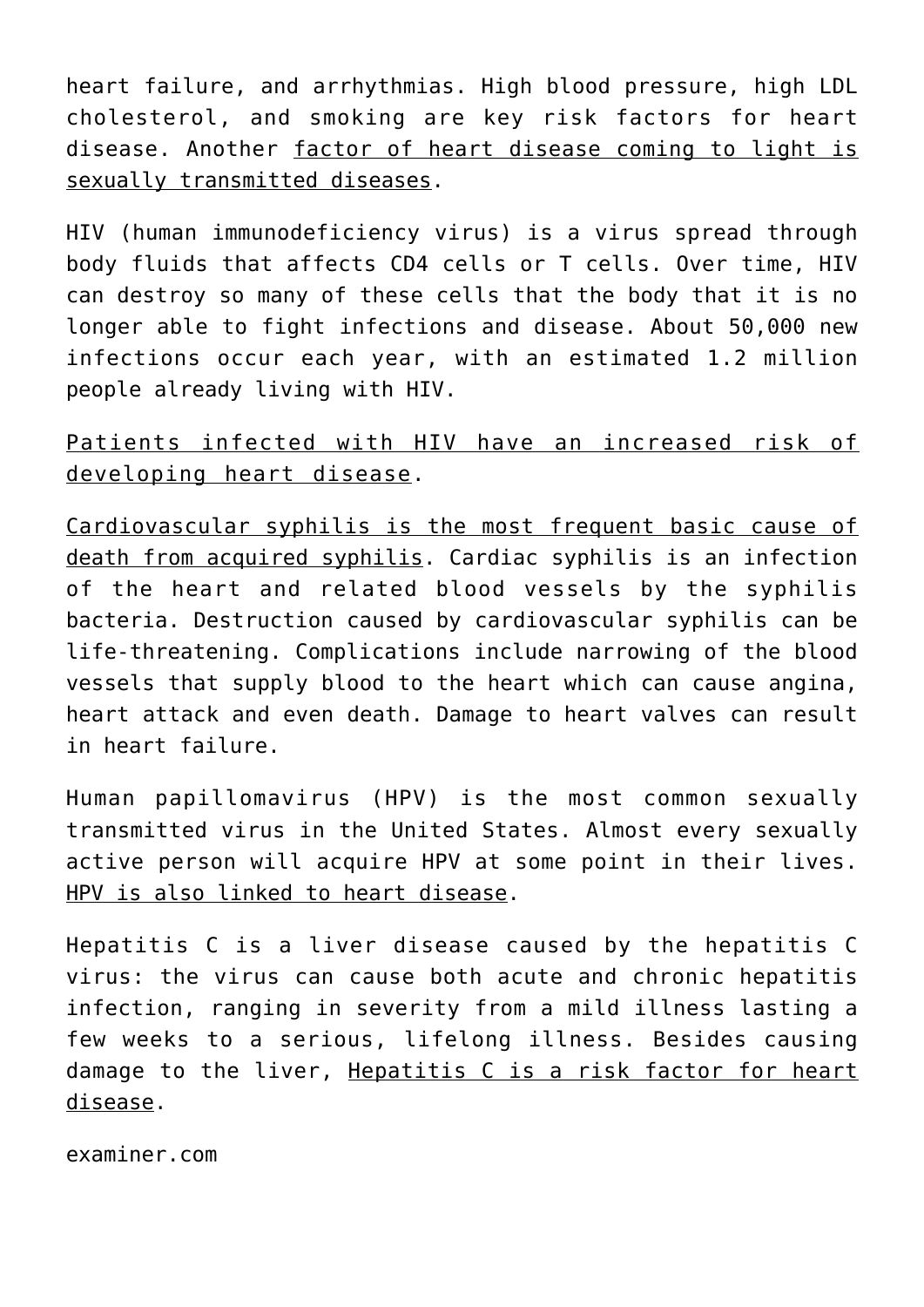heart failure, and arrhythmias. High blood pressure, high LDL cholesterol, and smoking are key risk factors for heart disease. Another factor of heart disease coming to light is sexually transmitted diseases.

HIV (human immunodeficiency virus) is a virus spread through body fluids that affects CD4 cells or T cells. Over time, HIV can destroy so many of these cells that the body that it is no longer able to fight infections and disease. About 50,000 new infections occur each year, with an estimated 1.2 million people already living with HIV.

Patients infected with HIV have an increased risk of developing heart disease.

Cardiovascular syphilis is the most frequent basic cause of death from acquired syphilis. Cardiac syphilis is an infection of the heart and related blood vessels by the syphilis bacteria. Destruction caused by cardiovascular syphilis can be life-threatening. Complications include narrowing of the blood vessels that supply blood to the heart which can cause angina, heart attack and even death. Damage to heart valves can result in heart failure.

Human papillomavirus (HPV) is the most common sexually transmitted virus in the United States. Almost every sexually active person will acquire HPV at some point in their lives. HPV is also linked to heart disease.

Hepatitis C is a liver disease caused by the hepatitis C virus: the virus can cause both acute and chronic hepatitis infection, ranging in severity from a mild illness lasting a few weeks to a serious, lifelong illness. Besides causing damage to the liver, Hepatitis C is a risk factor for heart disease.

examiner.com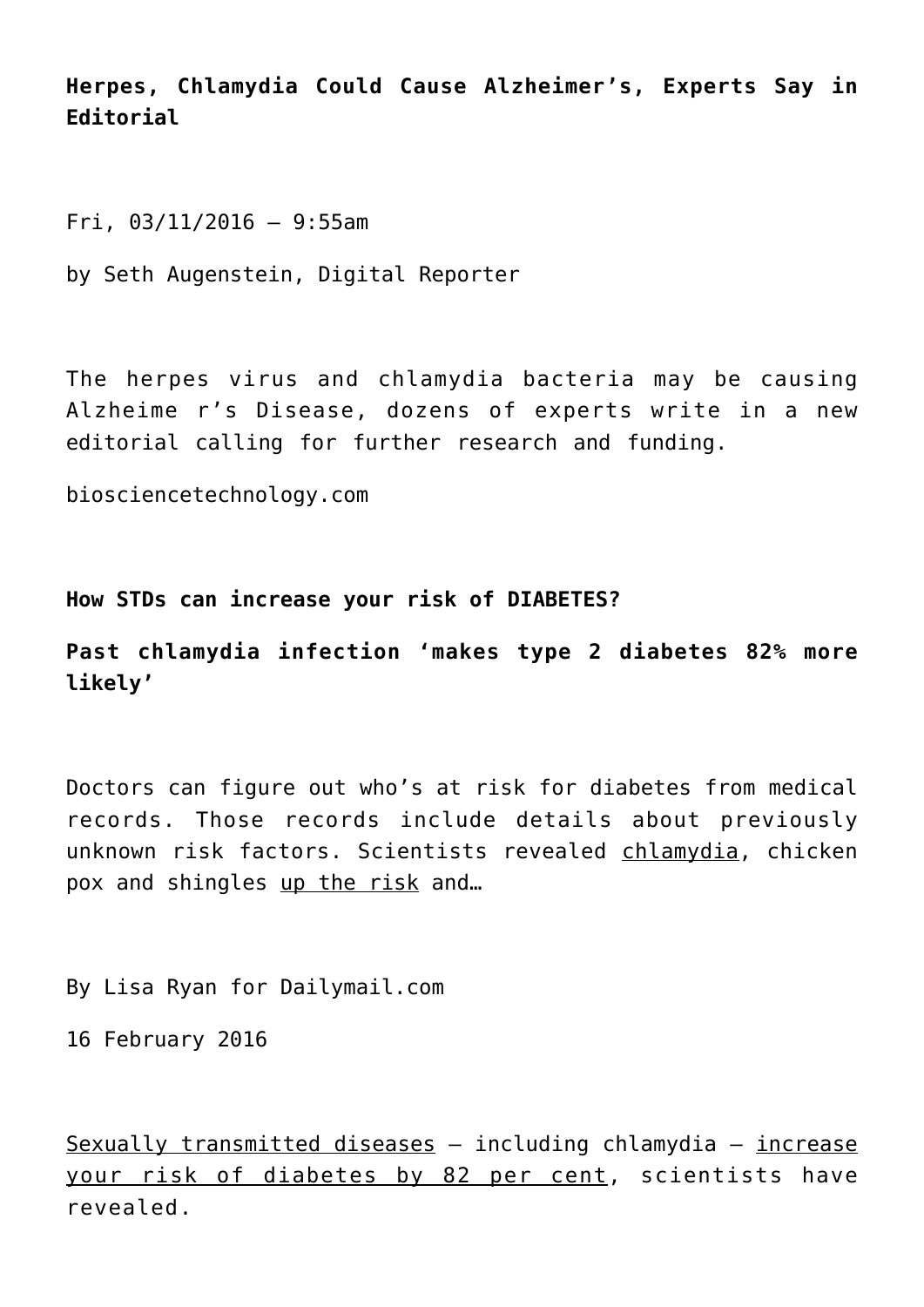**Herpes, Chlamydia Could Cause Alzheimer’s, Experts Say in Editorial**

Fri, 03/11/2016 – 9:55am

by Seth Augenstein, Digital Reporter

The herpes virus and chlamydia bacteria may be causing Alzheime r’s Disease, dozens of experts write in a new editorial calling for further research and funding.

biosciencetechnology.com

**How STDs can increase your risk of DIABETES?**

**Past chlamydia infection ‘makes type 2 diabetes 82% more likely’**

Doctors can figure out who’s at risk for diabetes from medical records. Those records include details about previously unknown risk factors. Scientists revealed chlamydia, chicken pox and shingles up the risk and…

By Lisa Ryan for Dailymail.com

16 February 2016

Sexually transmitted diseases – including chlamydia – increase your risk of diabetes by 82 per cent, scientists have revealed.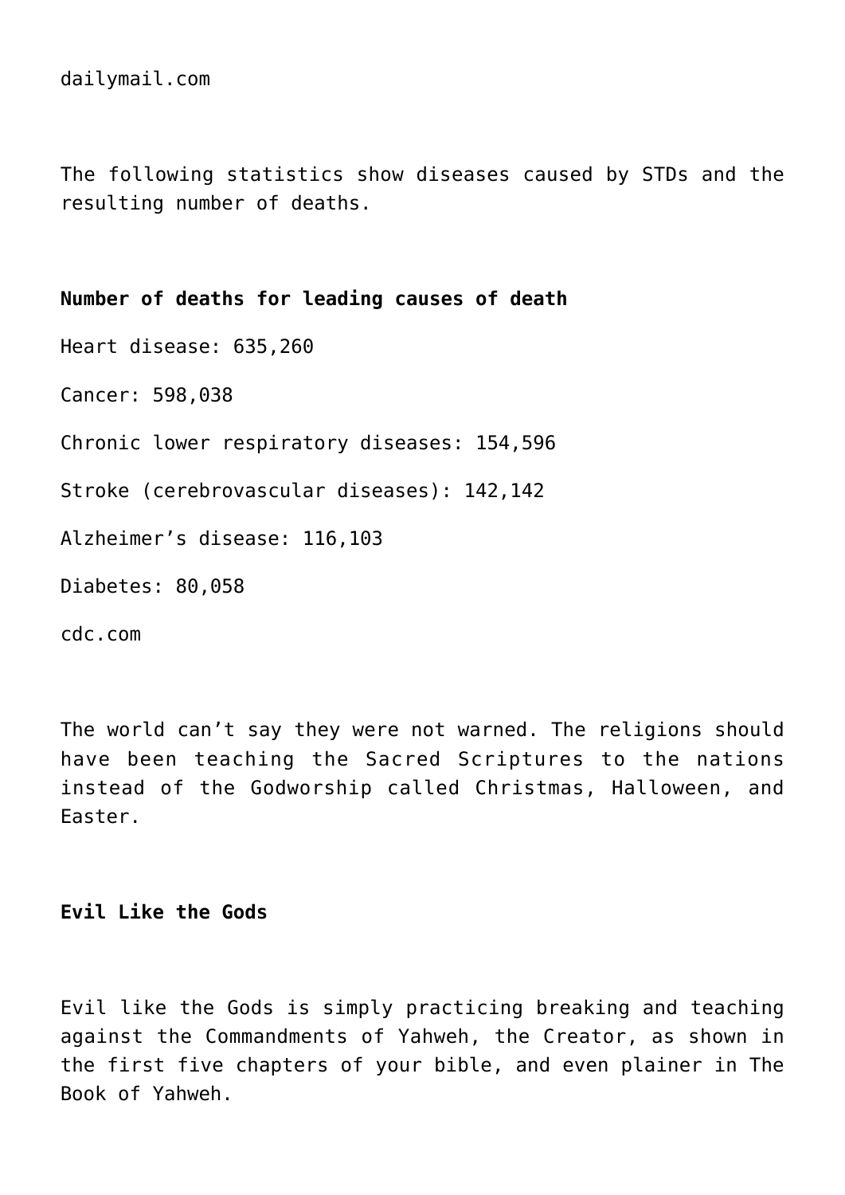dailymail.com

The following statistics show diseases caused by STDs and the resulting number of deaths.

**Number of deaths for leading causes of death**

Heart disease: 635,260

Cancer: 598,038

Chronic lower respiratory diseases: 154,596

Stroke (cerebrovascular diseases): 142,142

Alzheimer's disease: 116,103

Diabetes: 80,058

cdc.com

The world can't say they were not warned. The religions should have been teaching the Sacred Scriptures to the nations instead of the Godworship called Christmas, Halloween, and Easter.

**Evil Like the Gods**

Evil like the Gods is simply practicing breaking and teaching against the Commandments of Yahweh, the Creator, as shown in the first five chapters of your bible, and even plainer in The Book of Yahweh.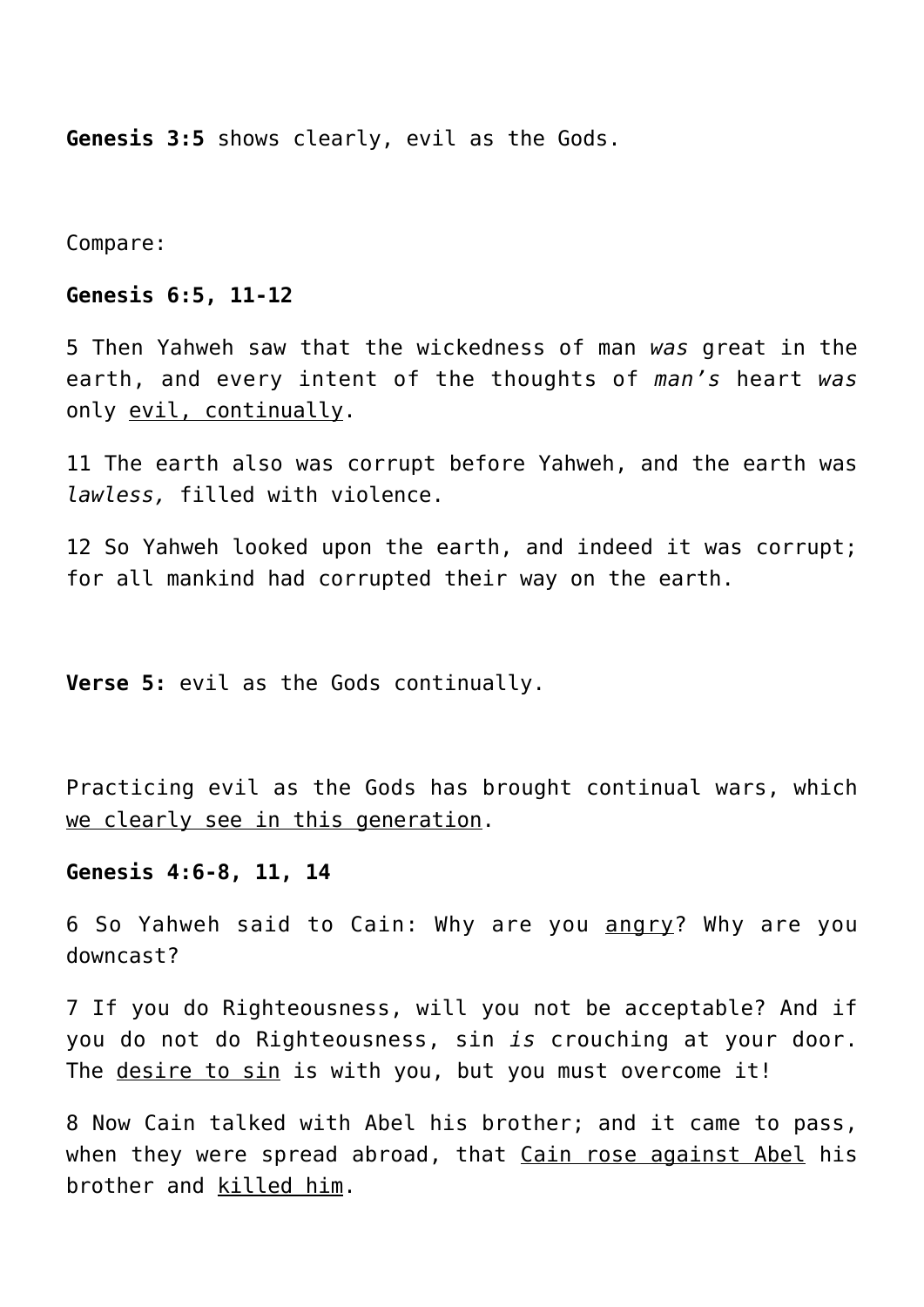**Genesis 3:5** shows clearly, evil as the Gods.

Compare:

**Genesis 6:5, 11-12**

5 Then Yahweh saw that the wickedness of man *was* great in the earth, and every intent of the thoughts of *man's* heart *was* only <u>evil, continually</u>.

11 The earth also was corrupt before Yahweh, and the earth was *lawless,* filled with violence.

12 So Yahweh looked upon the earth, and indeed it was corrupt; for all mankind had corrupted their way on the earth.

**Verse 5:** evil as the Gods continually.

Practicing evil as the Gods has brought continual wars, which <u>we clearly see in this generation</u>.

**Genesis 4:6-8, 11, 14**

6 So Yahweh said to Cain: Why are you <u>angry</u>? Why are you downcast?

7 If you do Righteousness, will you not be acceptable? And if you do not do Righteousness, sin *is* crouching at your door. The <u>desire to sin</u> is with you, but you must overcome it!

8 Now Cain talked with Abel his brother; and it came to pass, when they were spread abroad, that <u>Cain rose against Abel</u> his brother and <u>killed him</u>.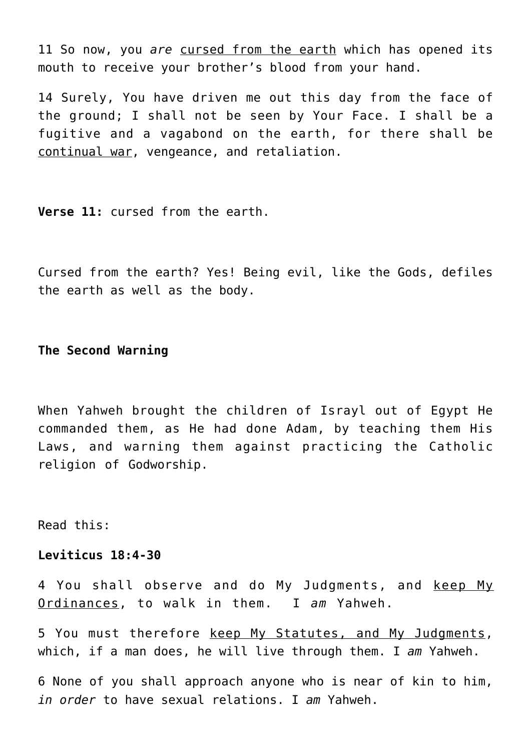11 So now, you *are* <u>cursed from the earth</u> which has opened its mouth to receive your brother's blood from your hand.

14 Surely, You have driven me out this day from the face of the ground; I shall not be seen by Your Face. I shall be a fugitive and a vagabond on the earth, for there shall be <u>continual war</u>, vengeance, and retaliation.

**Verse 11:** cursed from the earth.

Cursed from the earth? Yes! Being evil, like the Gods, defiles the earth as well as the body.

**The Second Warning**

When Yahweh brought the children of Israyl out of Egypt He commanded them, as He had done Adam, by teaching them His Laws, and warning them against practicing the Catholic religion of Godworship.

Read this:

**Leviticus 18:4-30**

4 You shall observe and do My Judgments, and <u>keep My Ordinances</u>, to walk in them. I *am* Yahweh.

5 You must therefore <u>keep My Statutes, and My Judgments</u>, which, if a man does, he will live through them. I *am* Yahweh.

6 None of you shall approach anyone who is near of kin to him, *in order* to have sexual relations. I *am* Yahweh.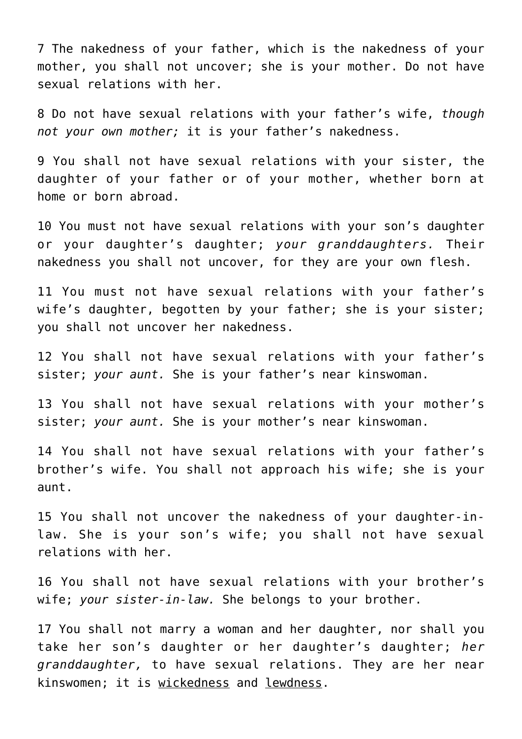7 The nakedness of your father, which is the nakedness of your mother, you shall not uncover; she is your mother. Do not have sexual relations with her.

8 Do not have sexual relations with your father's wife, *though not your own mother;* it is your father's nakedness.

9 You shall not have sexual relations with your sister, the daughter of your father or of your mother, whether born at home or born abroad.

10 You must not have sexual relations with your son's daughter or your daughter's daughter; *your granddaughters.* Their nakedness you shall not uncover, for they are your own flesh.

11 You must not have sexual relations with your father's wife's daughter, begotten by your father; she is your sister; you shall not uncover her nakedness.

12 You shall not have sexual relations with your father's sister; *your aunt.* She is your father's near kinswoman.

13 You shall not have sexual relations with your mother's sister; *your aunt.* She is your mother's near kinswoman.

14 You shall not have sexual relations with your father's brother's wife. You shall not approach his wife; she is your aunt.

15 You shall not uncover the nakedness of your daughter-in-law. She is your son's wife; you shall not have sexual relations with her.

16 You shall not have sexual relations with your brother's wife; *your sister-in-law.* She belongs to your brother.

17 You shall not marry a woman and her daughter, nor shall you take her son's daughter or her daughter's daughter; *her granddaughter,* to have sexual relations. They are her near kinswomen; it is wickedness and lewdness.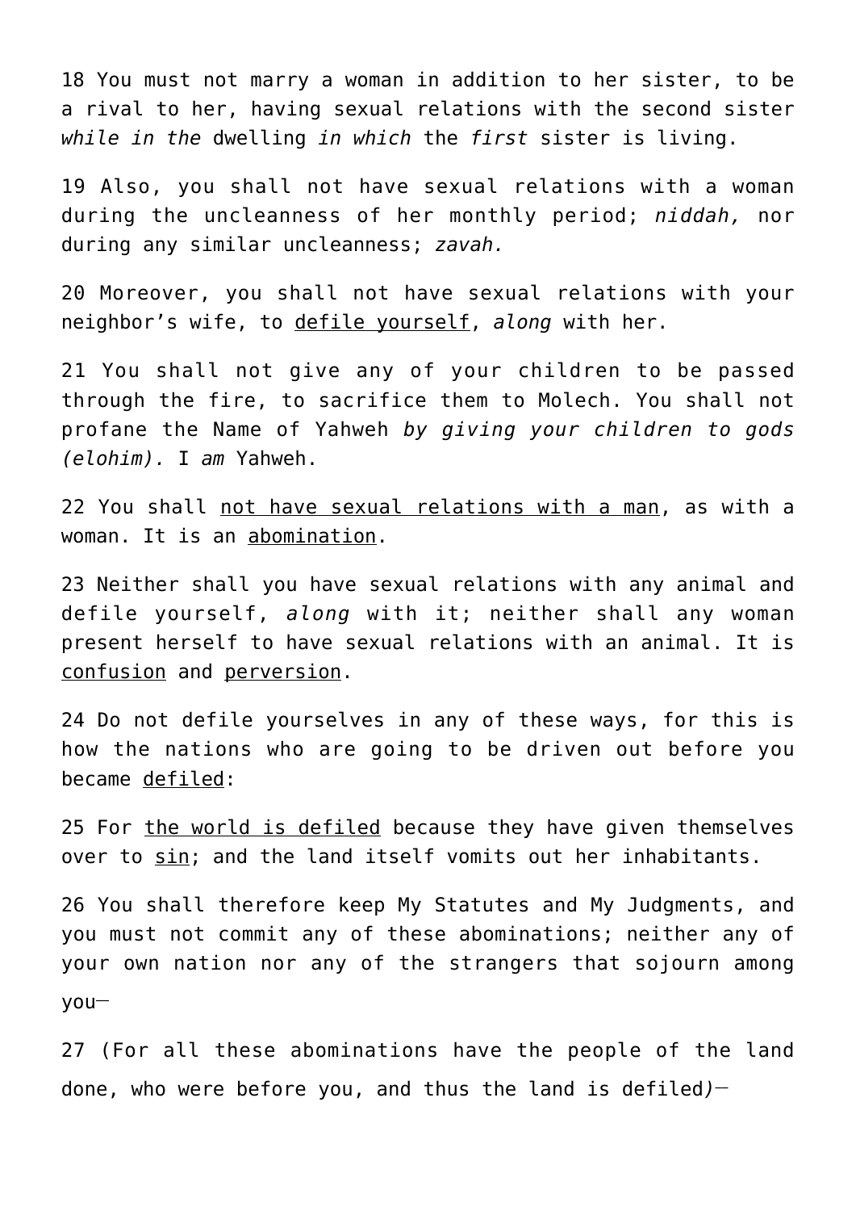18 You must not marry a woman in addition to her sister, to be a rival to her, having sexual relations with the second sister *while in the* dwelling *in which* the *first* sister is living.

19 Also, you shall not have sexual relations with a woman during the uncleanness of her monthly period; *niddah,* nor during any similar uncleanness; *zavah.*

20 Moreover, you shall not have sexual relations with your neighbor's wife, to <u>defile yourself</u>, *along* with her.

21 You shall not give any of your children to be passed through the fire, to sacrifice them to Molech. You shall not profane the Name of Yahweh *by giving your children to gods (elohim).* I *am* Yahweh.

22 You shall <u>not have sexual relations with a man</u>, as with a woman. It is an <u>abomination</u>.

23 Neither shall you have sexual relations with any animal and defile yourself, *along* with it; neither shall any woman present herself to have sexual relations with an animal. It is <u>confusion</u> and <u>perversion</u>.

24 Do not defile yourselves in any of these ways, for this is how the nations who are going to be driven out before you became <u>defiled</u>:

25 For <u>the world is defiled</u> because they have given themselves over to <u>sin</u>; and the land itself vomits out her inhabitants.

26 You shall therefore keep My Statutes and My Judgments, and you must not commit any of these abominations; neither any of your own nation nor any of the strangers that sojourn among you—

27 (For all these abominations have the people of the land done, who were before you, and thus the land is defiled*)*—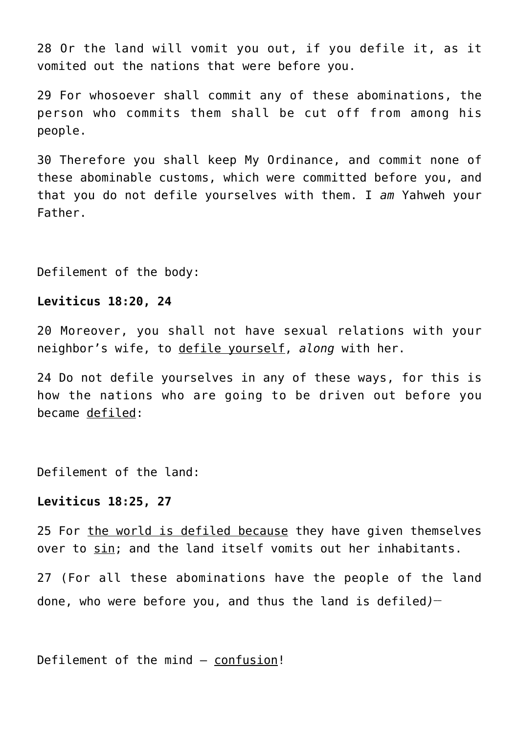28 Or the land will vomit you out, if you defile it, as it vomited out the nations that were before you.

29 For whosoever shall commit any of these abominations, the person who commits them shall be cut off from among his people.

30 Therefore you shall keep My Ordinance, and commit none of these abominable customs, which were committed before you, and that you do not defile yourselves with them. I *am* Yahweh your Father.

Defilement of the body:

**Leviticus 18:20, 24**

20 Moreover, you shall not have sexual relations with your neighbor's wife, to <u>defile yourself</u>, *along* with her.

24 Do not defile yourselves in any of these ways, for this is how the nations who are going to be driven out before you became <u>defiled</u>:

Defilement of the land:

**Leviticus 18:25, 27**

25 For <u>the world is defiled because</u> they have given themselves over to <u>sin</u>; and the land itself vomits out her inhabitants.

27 (For all these abominations have the people of the land done, who were before you, and thus the land is defiled*)*—

Defilement of the mind – <u>confusion</u>!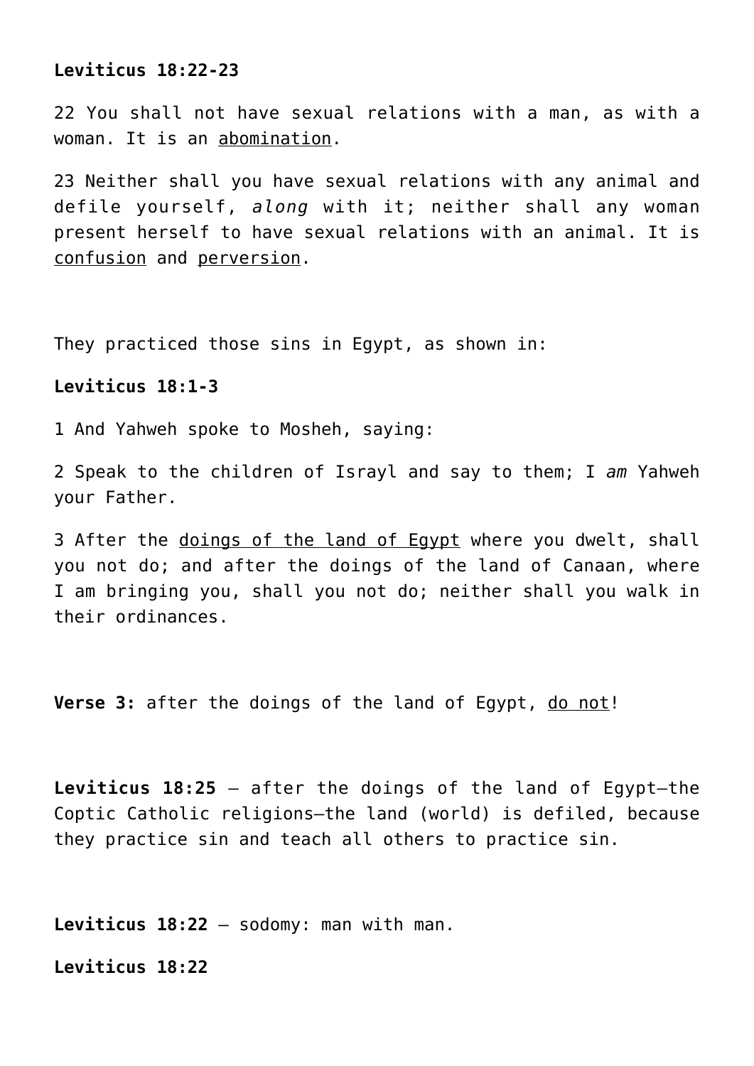**Leviticus 18:22-23**

22 You shall not have sexual relations with a man, as with a woman. It is an <u>abomination</u>.

23 Neither shall you have sexual relations with any animal and defile yourself, *along* with it; neither shall any woman present herself to have sexual relations with an animal. It is <u>confusion</u> and <u>perversion</u>.

They practiced those sins in Egypt, as shown in:

**Leviticus 18:1-3**

1 And Yahweh spoke to Mosheh, saying:

2 Speak to the children of Israyl and say to them; I *am* Yahweh your Father.

3 After the <u>doings of the land of Egypt</u> where you dwelt, shall you not do; and after the doings of the land of Canaan, where I am bringing you, shall you not do; neither shall you walk in their ordinances.

**Verse 3:** after the doings of the land of Egypt, <u>do not</u>!

**Leviticus 18:25** – after the doings of the land of Egypt—the Coptic Catholic religions—the land (world) is defiled, because they practice sin and teach all others to practice sin.

**Leviticus 18:22** – sodomy: man with man.

**Leviticus 18:22**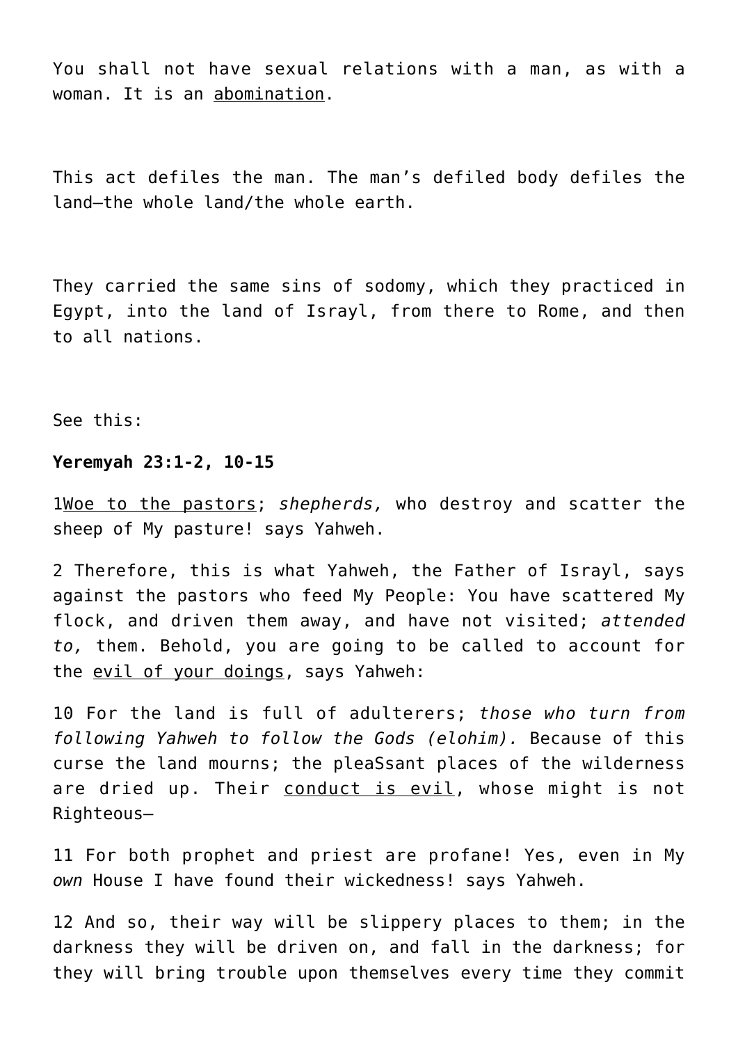You shall not have sexual relations with a man, as with a woman. It is an abomination.

This act defiles the man. The man's defiled body defiles the land—the whole land/the whole earth.

They carried the same sins of sodomy, which they practiced in Egypt, into the land of Israyl, from there to Rome, and then to all nations.

See this:

**Yeremyah 23:1-2, 10-15**

1Woe to the pastors; *shepherds,* who destroy and scatter the sheep of My pasture! says Yahweh.

2 Therefore, this is what Yahweh, the Father of Israyl, says against the pastors who feed My People: You have scattered My flock, and driven them away, and have not visited; *attended to,* them. Behold, you are going to be called to account for the evil of your doings, says Yahweh:

10 For the land is full of adulterers; *those who turn from following Yahweh to follow the Gods (elohim).* Because of this curse the land mourns; the pleaSsant places of the wilderness are dried up. Their conduct is evil, whose might is not Righteous—

11 For both prophet and priest are profane! Yes, even in My *own* House I have found their wickedness! says Yahweh.

12 And so, their way will be slippery places to them; in the darkness they will be driven on, and fall in the darkness; for they will bring trouble upon themselves every time they commit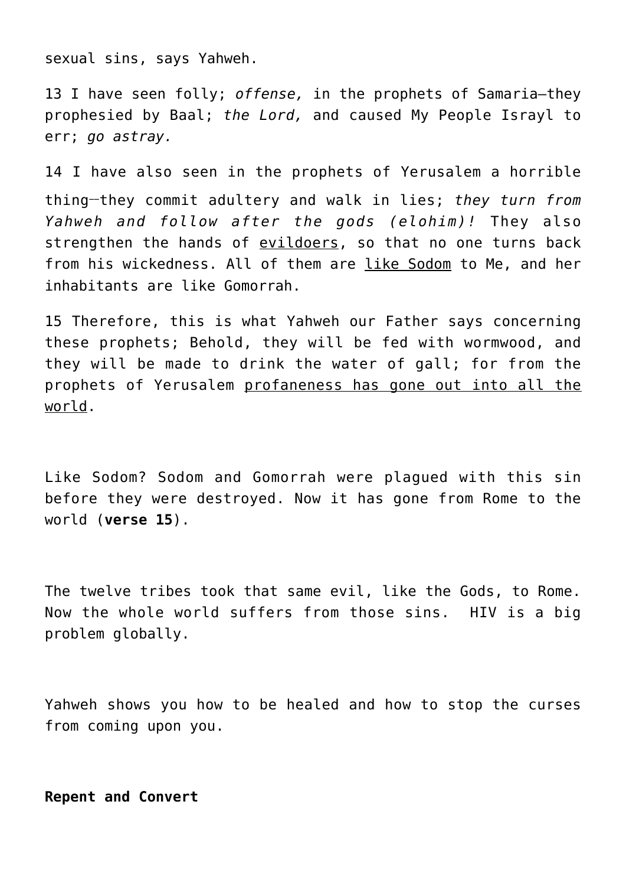sexual sins, says Yahweh.

13 I have seen folly; *offense,* in the prophets of Samaria—they prophesied by Baal; *the Lord,* and caused My People Israyl to err; *go astray.*

14 I have also seen in the prophets of Yerusalem a horrible thing—they commit adultery and walk in lies; *they turn from Yahweh and follow after the gods (elohim)!* They also strengthen the hands of <u>evildoers</u>, so that no one turns back from his wickedness. All of them are <u>like Sodom</u> to Me, and her inhabitants are like Gomorrah.

15 Therefore, this is what Yahweh our Father says concerning these prophets; Behold, they will be fed with wormwood, and they will be made to drink the water of gall; for from the prophets of Yerusalem <u>profaneness has gone out into all the world</u>.

Like Sodom? Sodom and Gomorrah were plagued with this sin before they were destroyed. Now it has gone from Rome to the world (**verse 15**).

The twelve tribes took that same evil, like the Gods, to Rome. Now the whole world suffers from those sins. HIV is a big problem globally.

Yahweh shows you how to be healed and how to stop the curses from coming upon you.

**Repent and Convert**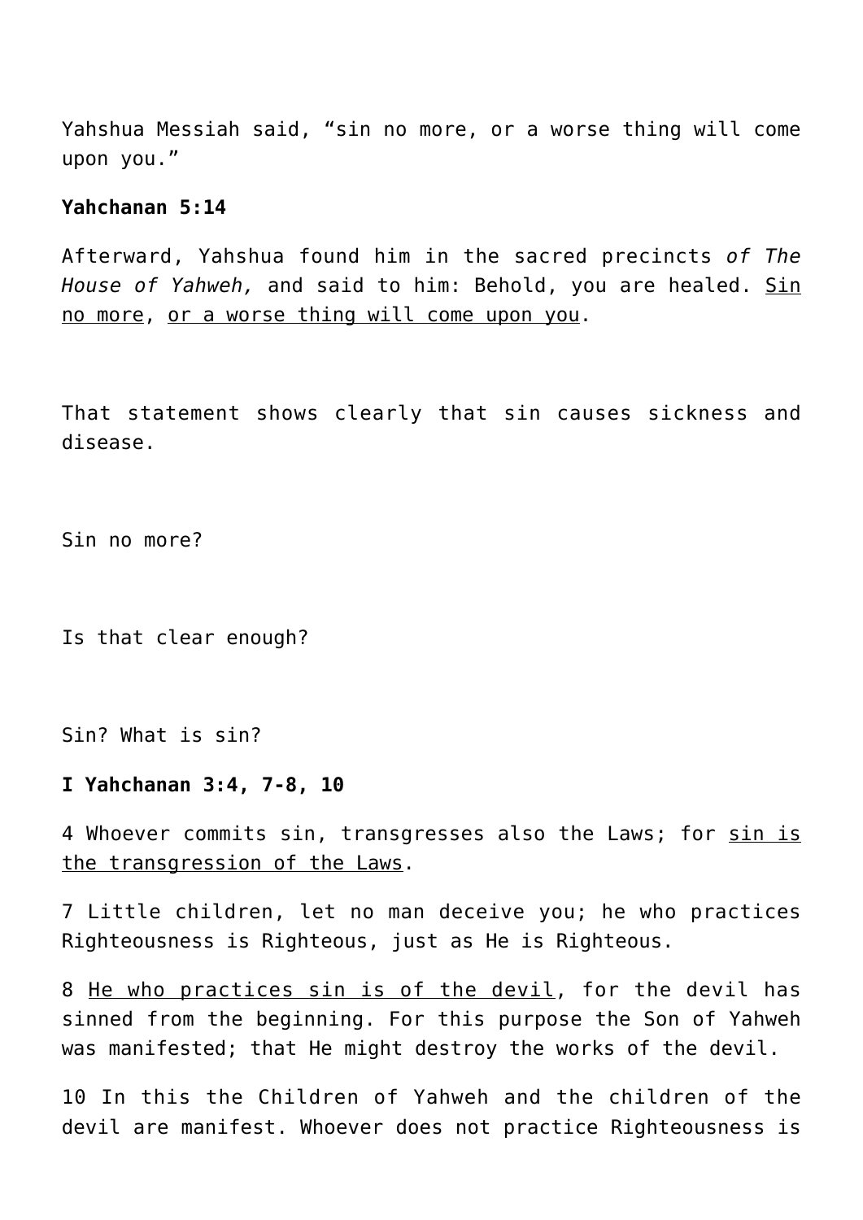Yahshua Messiah said, "sin no more, or a worse thing will come upon you."

**Yahchanan 5:14**

Afterward, Yahshua found him in the sacred precincts *of The House of Yahweh,* and said to him: Behold, you are healed. <u>Sin no more</u>, <u>or a worse thing will come upon you</u>.

That statement shows clearly that sin causes sickness and disease.

Sin no more?

Is that clear enough?

Sin? What is sin?

**I Yahchanan 3:4, 7-8, 10**

4 Whoever commits sin, transgresses also the Laws; for <u>sin is the transgression of the Laws</u>.

7 Little children, let no man deceive you; he who practices Righteousness is Righteous, just as He is Righteous.

8 <u>He who practices sin is of the devil</u>, for the devil has sinned from the beginning. For this purpose the Son of Yahweh was manifested; that He might destroy the works of the devil.

10 In this the Children of Yahweh and the children of the devil are manifest. Whoever does not practice Righteousness is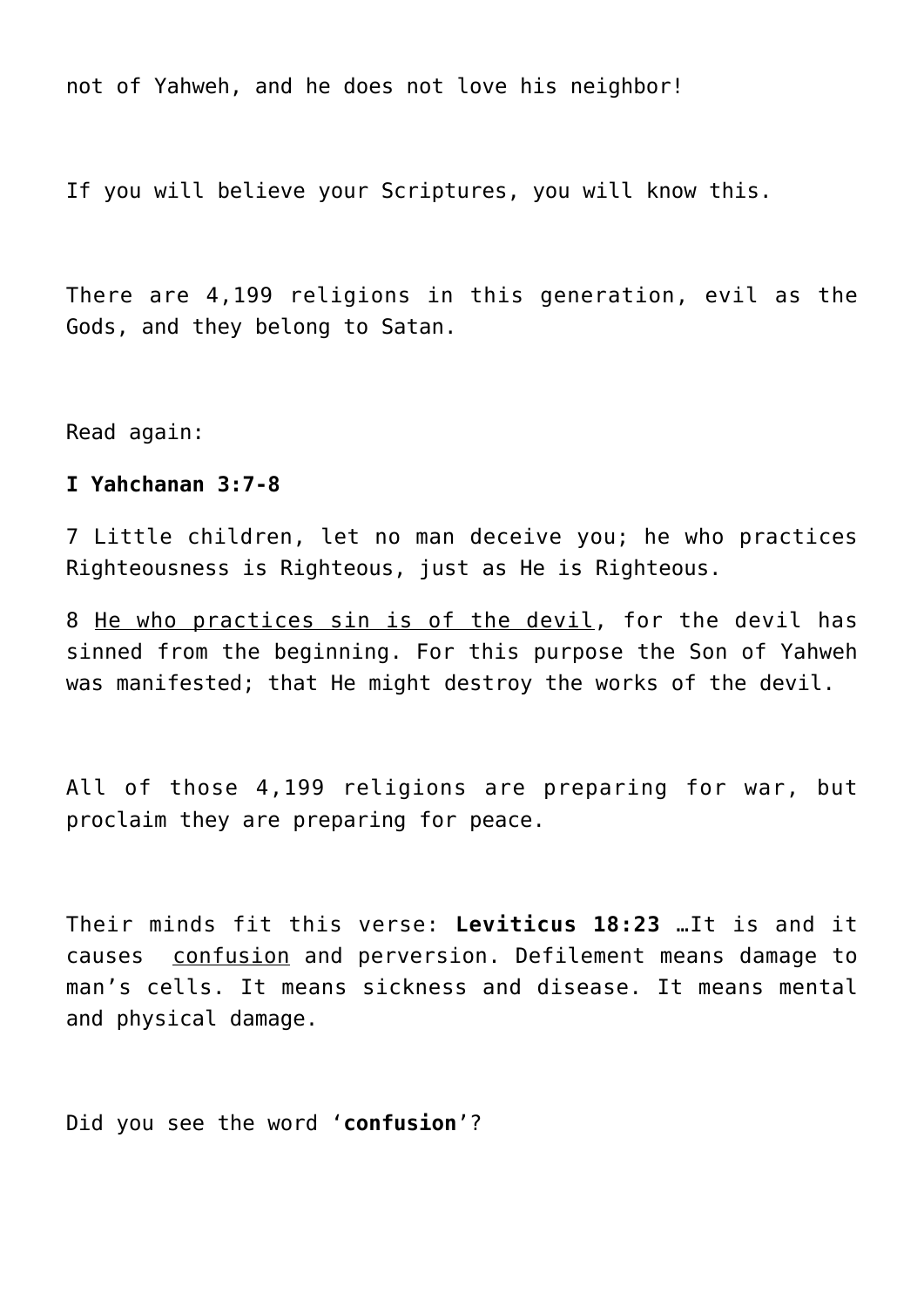not of Yahweh, and he does not love his neighbor!

If you will believe your Scriptures, you will know this.

There are 4,199 religions in this generation, evil as the Gods, and they belong to Satan.

Read again:

**I Yahchanan 3:7-8**

7 Little children, let no man deceive you; he who practices Righteousness is Righteous, just as He is Righteous.

8 <u>He who practices sin is of the devil</u>, for the devil has sinned from the beginning. For this purpose the Son of Yahweh was manifested; that He might destroy the works of the devil.

All of those 4,199 religions are preparing for war, but proclaim they are preparing for peace.

Their minds fit this verse: **Leviticus 18:23** …It is and it causes <u>confusion</u> and perversion. Defilement means damage to man's cells. It means sickness and disease. It means mental and physical damage.

Did you see the word '**confusion**'?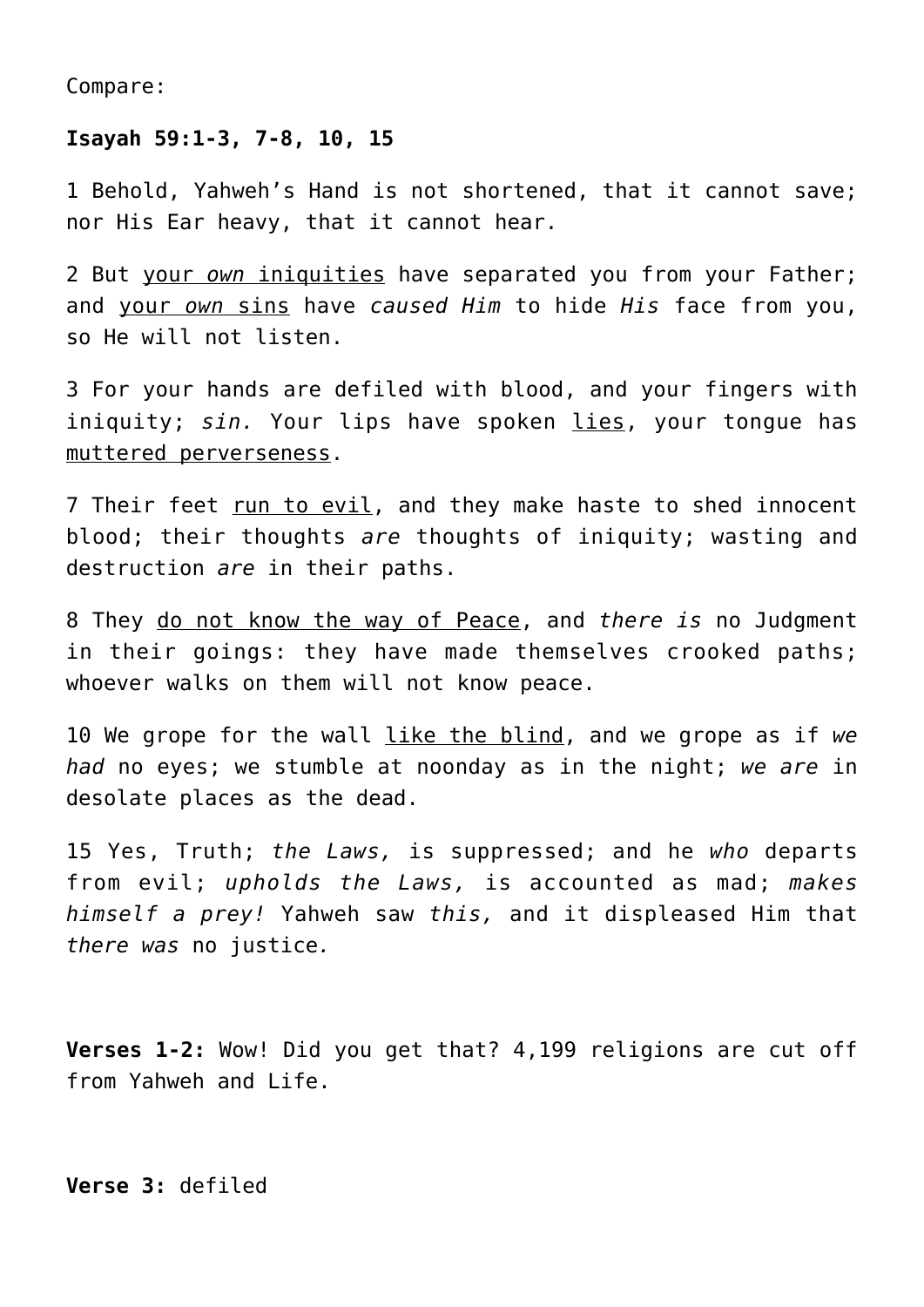Compare:

**Isayah 59:1-3, 7-8, 10, 15**

1 Behold, Yahweh's Hand is not shortened, that it cannot save; nor His Ear heavy, that it cannot hear.

2 But <u>your *own* iniquities</u> have separated you from your Father; and <u>your *own* sins</u> have *caused Him* to hide *His* face from you, so He will not listen.

3 For your hands are defiled with blood, and your fingers with iniquity; *sin.* Your lips have spoken <u>lies</u>, your tongue has <u>muttered perverseness</u>.

7 Their feet <u>run to evil</u>, and they make haste to shed innocent blood; their thoughts *are* thoughts of iniquity; wasting and destruction *are* in their paths.

8 They <u>do not know the way of Peace</u>, and *there is* no Judgment in their goings: they have made themselves crooked paths; whoever walks on them will not know peace.

10 We grope for the wall <u>like the blind</u>, and we grope as if *we had* no eyes; we stumble at noonday as in the night; *we are* in desolate places as the dead.

15 Yes, Truth; *the Laws,* is suppressed; and he *who* departs from evil; *upholds the Laws,* is accounted as mad; *makes himself a prey!* Yahweh saw *this,* and it displeased Him that *there was* no justice*.*

**Verses 1-2:** Wow! Did you get that? 4,199 religions are cut off from Yahweh and Life.

**Verse 3:** defiled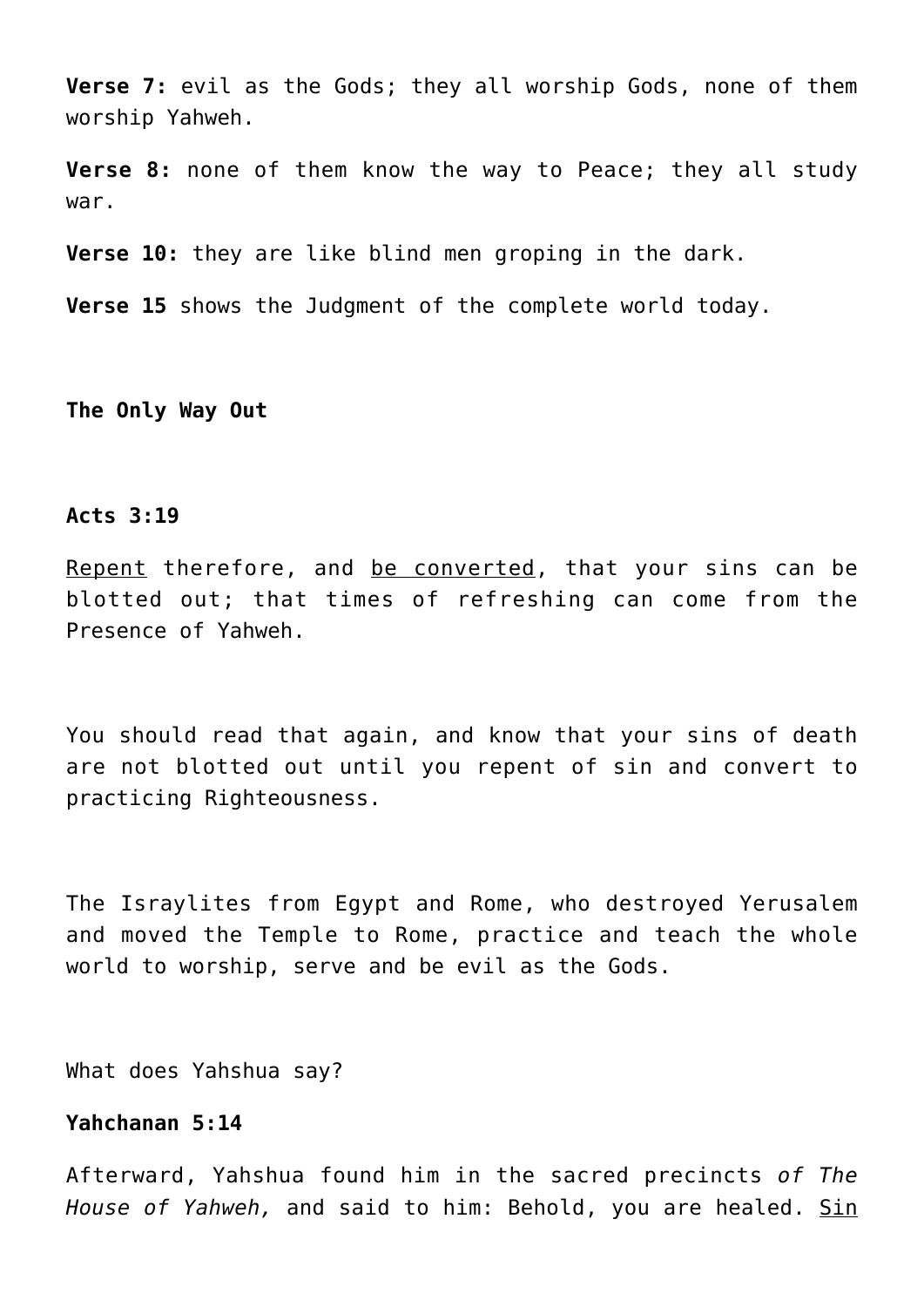**Verse 7:** evil as the Gods; they all worship Gods, none of them worship Yahweh.

**Verse 8:** none of them know the way to Peace; they all study war.

**Verse 10:** they are like blind men groping in the dark.

**Verse 15** shows the Judgment of the complete world today.

**The Only Way Out**

**Acts 3:19**

<u>Repent</u> therefore, and <u>be converted</u>, that your sins can be blotted out; that times of refreshing can come from the Presence of Yahweh.

You should read that again, and know that your sins of death are not blotted out until you repent of sin and convert to practicing Righteousness.

The Israylites from Egypt and Rome, who destroyed Yerusalem and moved the Temple to Rome, practice and teach the whole world to worship, serve and be evil as the Gods.

What does Yahshua say?

**Yahchanan 5:14**

Afterward, Yahshua found him in the sacred precincts *of The House of Yahweh,* and said to him: Behold, you are healed. <u>Sin</u>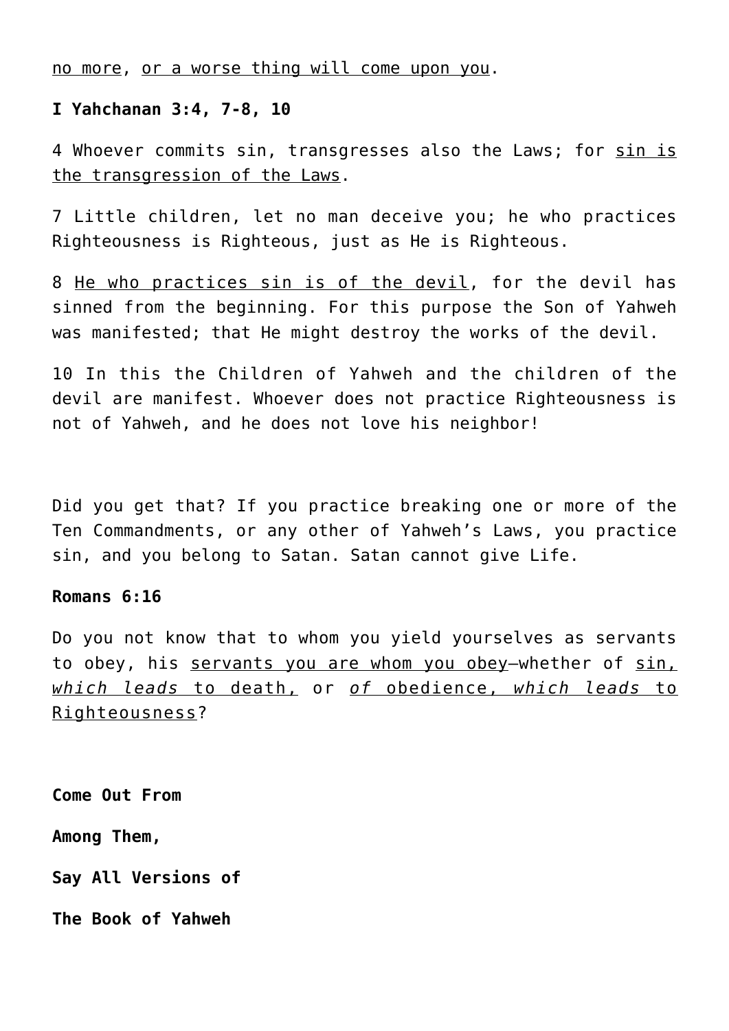<u>no more</u>, <u>or a worse thing will come upon you</u>.

**I Yahchanan 3:4, 7-8, 10**

4 Whoever commits sin, transgresses also the Laws; for <u>sin is the transgression of the Laws</u>.

7 Little children, let no man deceive you; he who practices Righteousness is Righteous, just as He is Righteous.

8 <u>He who practices sin is of the devil</u>, for the devil has sinned from the beginning. For this purpose the Son of Yahweh was manifested; that He might destroy the works of the devil.

10 In this the Children of Yahweh and the children of the devil are manifest. Whoever does not practice Righteousness is not of Yahweh, and he does not love his neighbor!

Did you get that? If you practice breaking one or more of the Ten Commandments, or any other of Yahweh's Laws, you practice sin, and you belong to Satan. Satan cannot give Life.

**Romans 6:16**

Do you not know that to whom you yield yourselves as servants to obey, his <u>servants you are whom you obey</u>—whether of <u>sin, *which leads* to death,</u> or <u>*of* obedience, *which leads* to Righteousness</u>?

**Come Out From**

**Among Them,**

**Say All Versions of**

**The Book of Yahweh**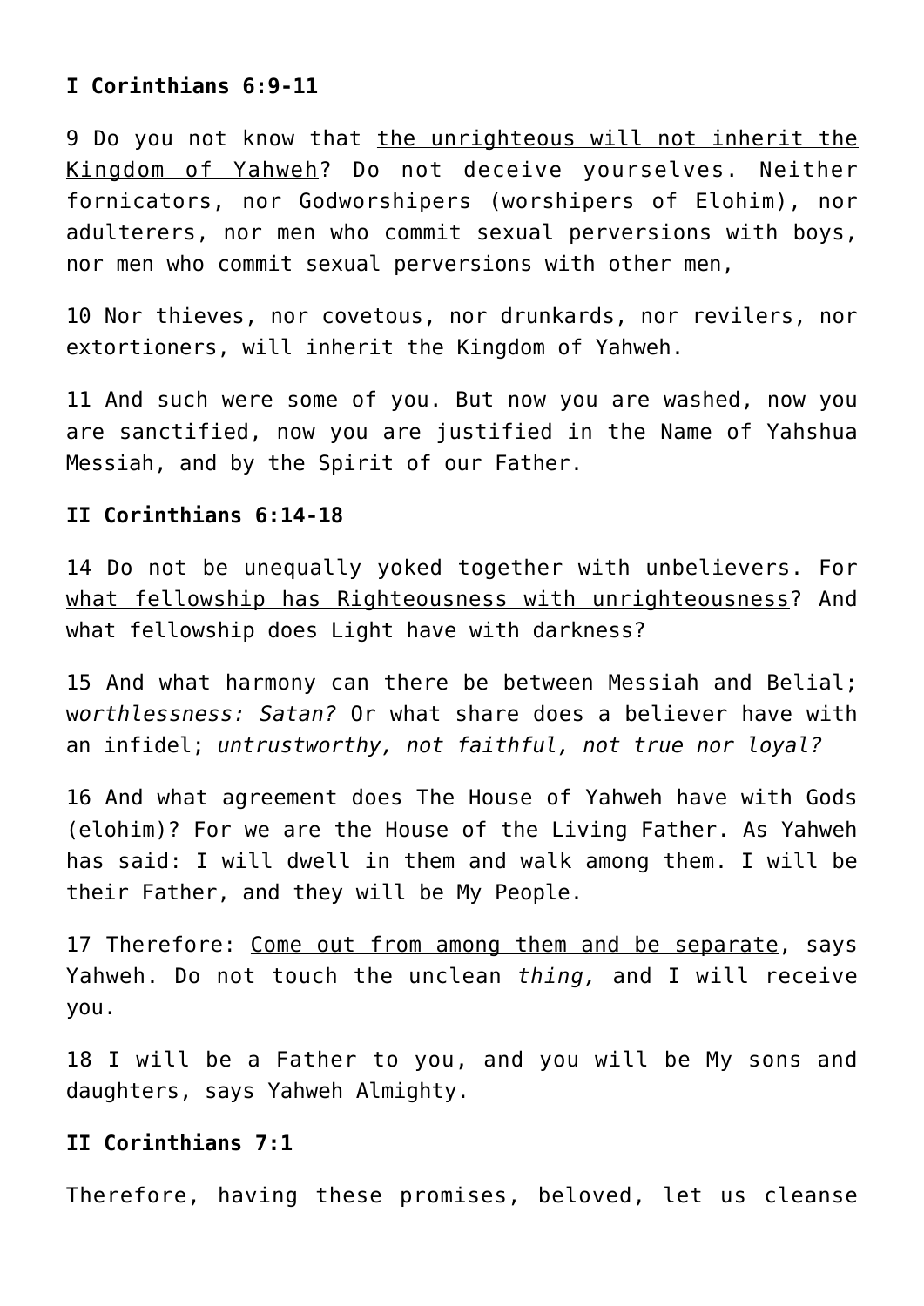**I Corinthians 6:9-11**

9 Do you not know that <u>the unrighteous will not inherit the Kingdom of Yahweh</u>? Do not deceive yourselves. Neither fornicators, nor Godworshipers (worshipers of Elohim), nor adulterers, nor men who commit sexual perversions with boys, nor men who commit sexual perversions with other men,

10 Nor thieves, nor covetous, nor drunkards, nor revilers, nor extortioners, will inherit the Kingdom of Yahweh.

11 And such were some of you. But now you are washed, now you are sanctified, now you are justified in the Name of Yahshua Messiah, and by the Spirit of our Father.

**II Corinthians 6:14-18**

14 Do not be unequally yoked together with unbelievers. For <u>what fellowship has Righteousness with unrighteousness</u>? And what fellowship does Light have with darkness?

15 And what harmony can there be between Messiah and Belial; w*orthlessness: Satan?* Or what share does a believer have with an infidel; *untrustworthy, not faithful, not true nor loyal?*

16 And what agreement does The House of Yahweh have with Gods (elohim)? For we are the House of the Living Father. As Yahweh has said: I will dwell in them and walk among them. I will be their Father, and they will be My People.

17 Therefore: <u>Come out from among them and be separate</u>, says Yahweh. Do not touch the unclean *thing,* and I will receive you.

18 I will be a Father to you, and you will be My sons and daughters, says Yahweh Almighty.

**II Corinthians 7:1**

Therefore, having these promises, beloved, let us cleanse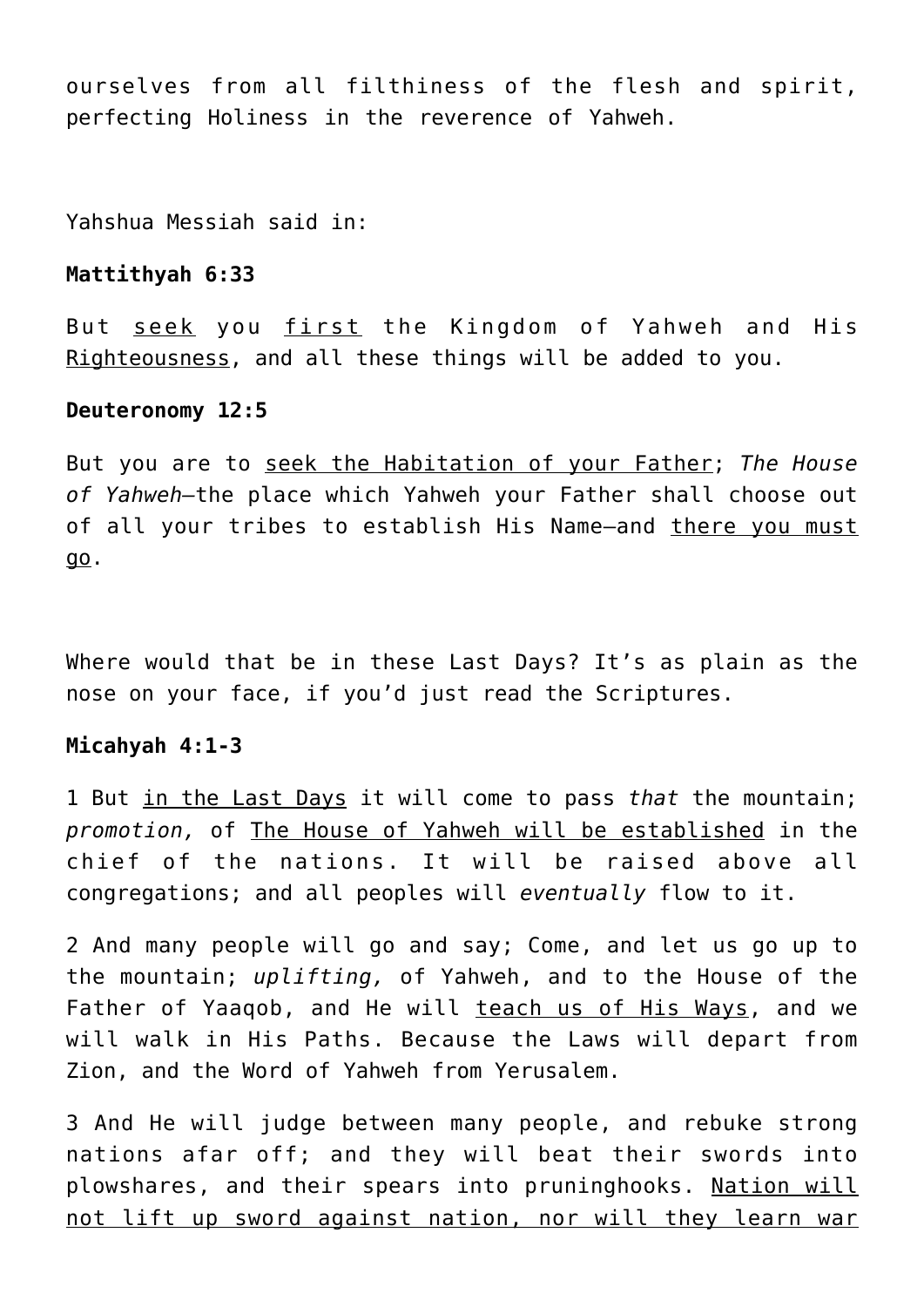ourselves from all filthiness of the flesh and spirit, perfecting Holiness in the reverence of Yahweh.

Yahshua Messiah said in:

**Mattithyah 6:33**

But <u>seek</u> you <u>first</u> the Kingdom of Yahweh and His <u>Righteousness</u>, and all these things will be added to you.

**Deuteronomy 12:5**

But you are to <u>seek the Habitation of your Father</u>; *The House of Yahweh*—the place which Yahweh your Father shall choose out of all your tribes to establish His Name—and <u>there you must go</u>.

Where would that be in these Last Days? It's as plain as the nose on your face, if you'd just read the Scriptures.

**Micahyah 4:1-3**

1 But <u>in the Last Days</u> it will come to pass *that* the mountain; *promotion,* of <u>The House of Yahweh will be established</u> in the chief of the nations. It will be raised above all congregations; and all peoples will *eventually* flow to it.

2 And many people will go and say; Come, and let us go up to the mountain; *uplifting,* of Yahweh, and to the House of the Father of Yaaqob, and He will <u>teach us of His Ways</u>, and we will walk in His Paths. Because the Laws will depart from Zion, and the Word of Yahweh from Yerusalem.

3 And He will judge between many people, and rebuke strong nations afar off; and they will beat their swords into plowshares, and their spears into pruninghooks. <u>Nation will not lift up sword against nation, nor will they learn war</u>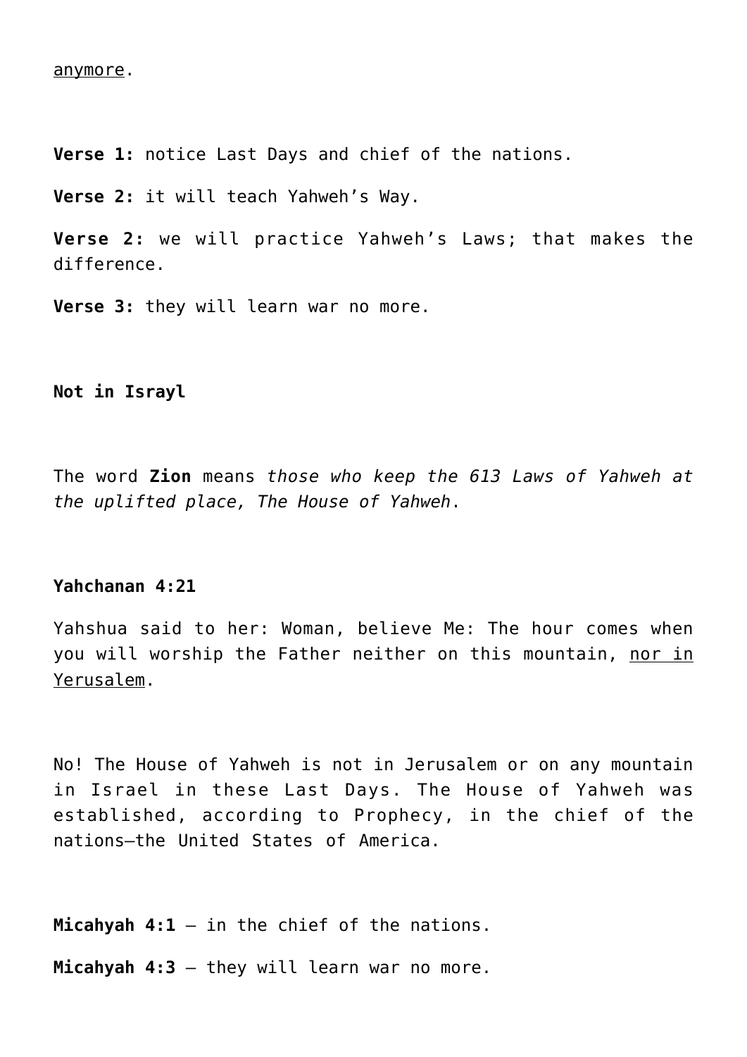<u>anymore</u>.

**Verse 1:** notice Last Days and chief of the nations.

**Verse 2:** it will teach Yahweh's Way.

**Verse 2:** we will practice Yahweh's Laws; that makes the difference.

**Verse 3:** they will learn war no more.

**Not in Israyl**

The word **Zion** means *those who keep the 613 Laws of Yahweh at the uplifted place, The House of Yahweh*.

**Yahchanan 4:21**

Yahshua said to her: Woman, believe Me: The hour comes when you will worship the Father neither on this mountain, <u>nor in Yerusalem</u>.

No! The House of Yahweh is not in Jerusalem or on any mountain in Israel in these Last Days. The House of Yahweh was established, according to Prophecy, in the chief of the nations—the United States of America.

**Micahyah 4:1** – in the chief of the nations.

**Micahyah 4:3** – they will learn war no more.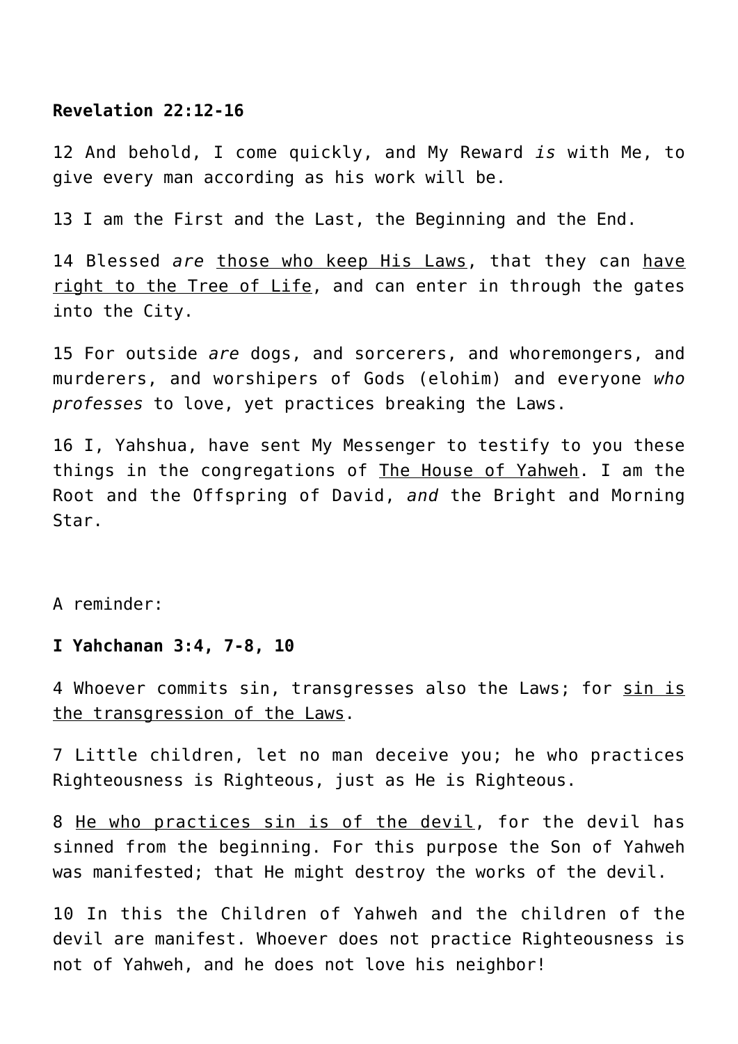**Revelation 22:12-16**

12 And behold, I come quickly, and My Reward *is* with Me, to give every man according as his work will be.

13 I am the First and the Last, the Beginning and the End.

14 Blessed *are* <u>those who keep His Laws</u>, that they can <u>have right to the Tree of Life</u>, and can enter in through the gates into the City.

15 For outside *are* dogs, and sorcerers, and whoremongers, and murderers, and worshipers of Gods (elohim) and everyone *who professes* to love, yet practices breaking the Laws.

16 I, Yahshua, have sent My Messenger to testify to you these things in the congregations of <u>The House of Yahweh</u>. I am the Root and the Offspring of David, *and* the Bright and Morning Star.

A reminder:

**I Yahchanan 3:4, 7-8, 10**

4 Whoever commits sin, transgresses also the Laws; for <u>sin is the transgression of the Laws</u>.

7 Little children, let no man deceive you; he who practices Righteousness is Righteous, just as He is Righteous.

8 <u>He who practices sin is of the devil</u>, for the devil has sinned from the beginning. For this purpose the Son of Yahweh was manifested; that He might destroy the works of the devil.

10 In this the Children of Yahweh and the children of the devil are manifest. Whoever does not practice Righteousness is not of Yahweh, and he does not love his neighbor!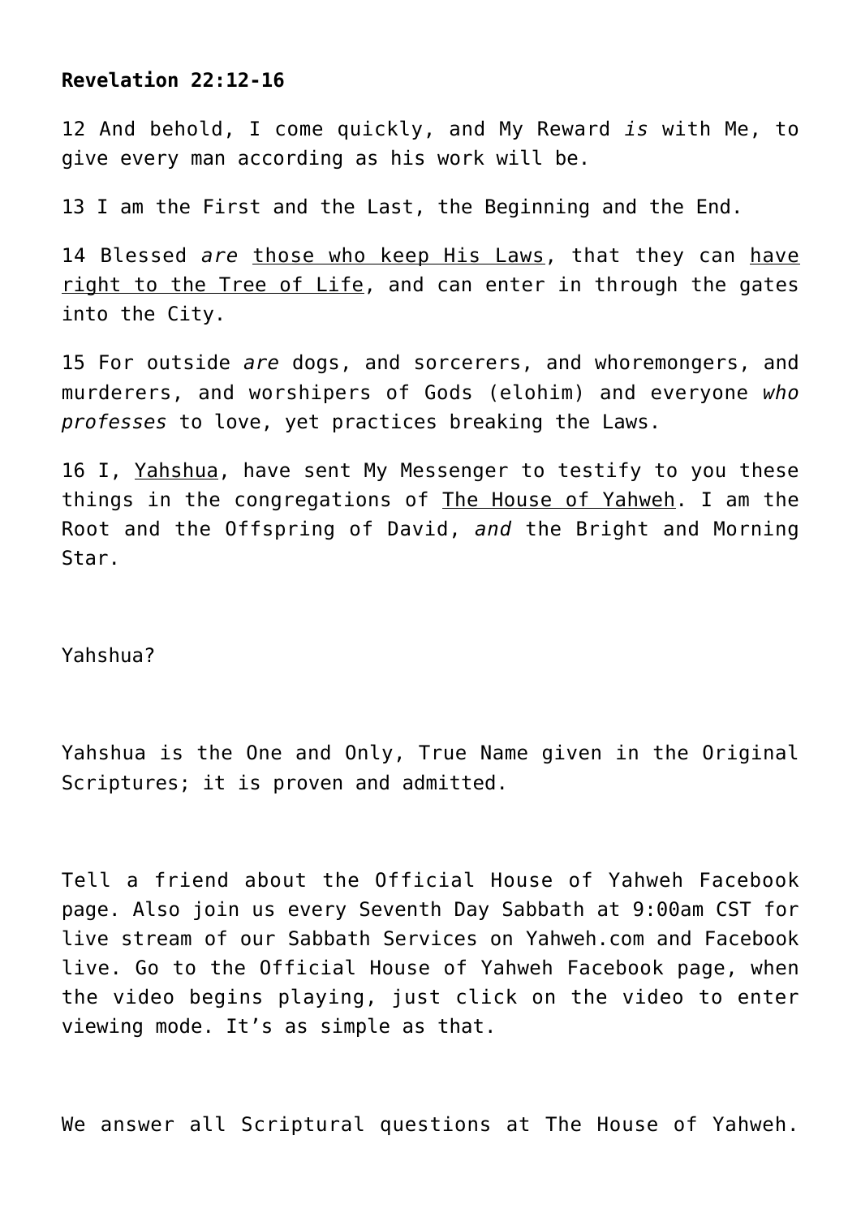**Revelation 22:12-16**

12 And behold, I come quickly, and My Reward *is* with Me, to give every man according as his work will be.

13 I am the First and the Last, the Beginning and the End.

14 Blessed *are* <u>those who keep His Laws</u>, that they can <u>have right to the Tree of Life</u>, and can enter in through the gates into the City.

15 For outside *are* dogs, and sorcerers, and whoremongers, and murderers, and worshipers of Gods (elohim) and everyone *who professes* to love, yet practices breaking the Laws.

16 I, <u>Yahshua</u>, have sent My Messenger to testify to you these things in the congregations of <u>The House of Yahweh</u>. I am the Root and the Offspring of David, *and* the Bright and Morning Star.

Yahshua?

Yahshua is the One and Only, True Name given in the Original Scriptures; it is proven and admitted.

Tell a friend about the Official House of Yahweh Facebook page. Also join us every Seventh Day Sabbath at 9:00am CST for live stream of our Sabbath Services on Yahweh.com and Facebook live. Go to the Official House of Yahweh Facebook page, when the video begins playing, just click on the video to enter viewing mode. It's as simple as that.

We answer all Scriptural questions at The House of Yahweh.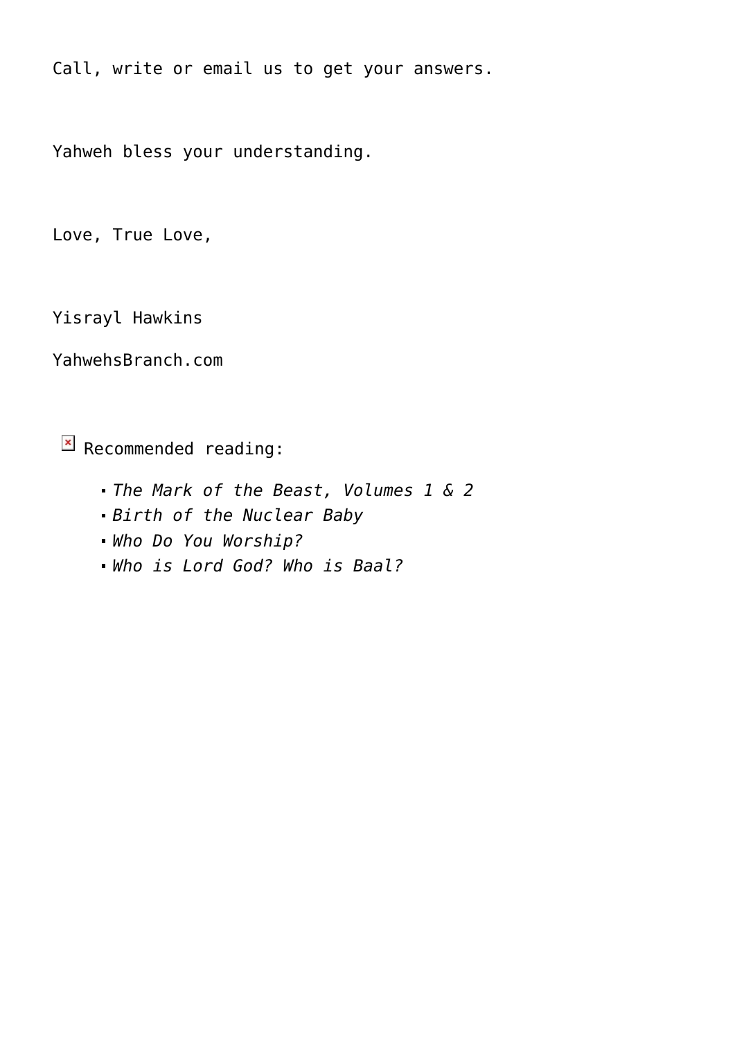Call, write or email us to get your answers.

Yahweh bless your understanding.

Love, True Love,

Yisrayl Hawkins

YahwehsBranch.com

Recommended reading:

- *The Mark of the Beast, Volumes 1 & 2*
- *Birth of the Nuclear Baby*
- *Who Do You Worship?*
- *Who is Lord God? Who is Baal?*